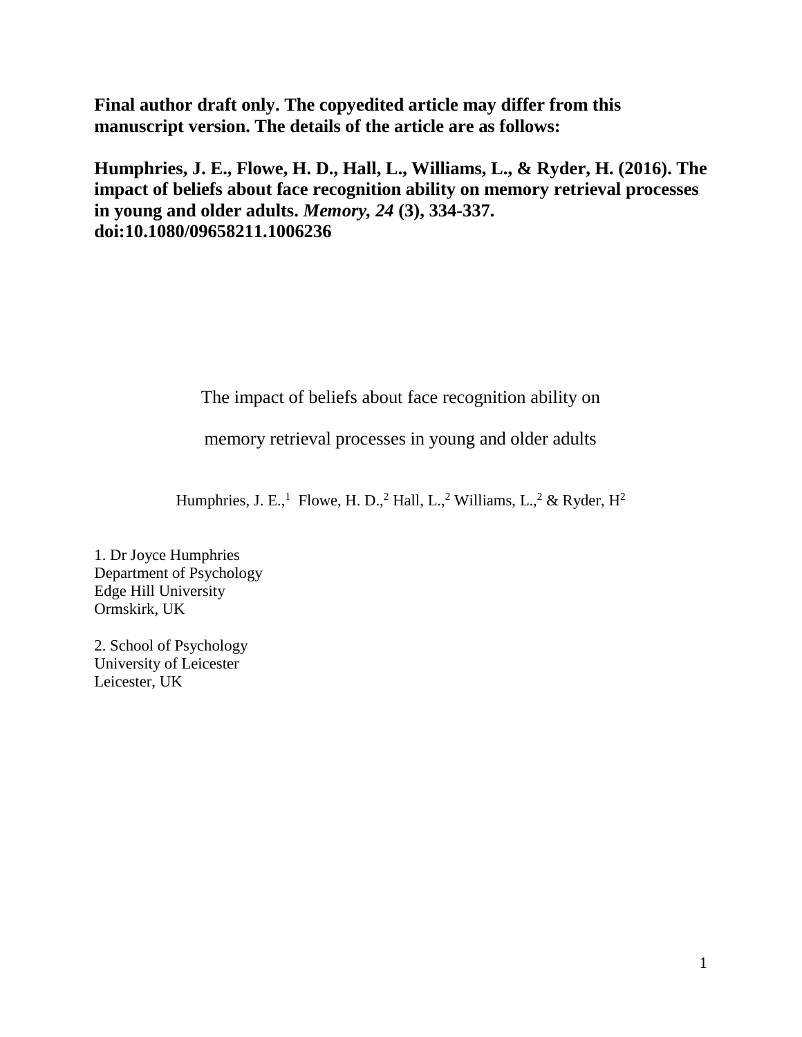**Final author draft only. The copyedited article may differ from this manuscript version. The details of the article are as follows:**

**Humphries, J. E., Flowe, H. D., Hall, L., Williams, L., & Ryder, H. (2016). The impact of beliefs about face recognition ability on memory retrieval processes in young and older adults. *Memory, 24* (3), 334-337. doi:10.1080/09658211.1006236**

# The impact of beliefs about face recognition ability on memory retrieval processes in young and older adults

Humphries, J. E.,[1] Flowe, H. D.,[2] Hall, L.,[2] Williams, L.,[2] & Ryder, H[2]

1. Dr Joyce Humphries
Department of Psychology
Edge Hill University
Ormskirk, UK

2. School of Psychology
University of Leicester
Leicester, UK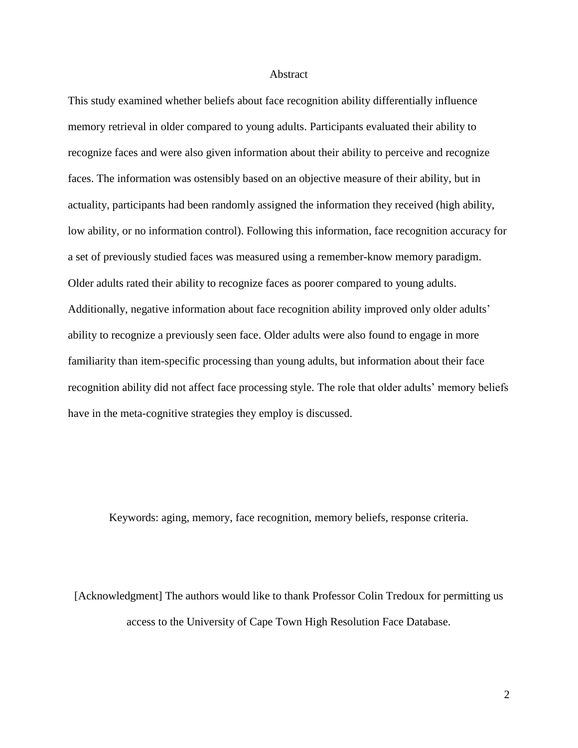# Abstract

This study examined whether beliefs about face recognition ability differentially influence memory retrieval in older compared to young adults. Participants evaluated their ability to recognize faces and were also given information about their ability to perceive and recognize faces. The information was ostensibly based on an objective measure of their ability, but in actuality, participants had been randomly assigned the information they received (high ability, low ability, or no information control). Following this information, face recognition accuracy for a set of previously studied faces was measured using a remember-know memory paradigm. Older adults rated their ability to recognize faces as poorer compared to young adults. Additionally, negative information about face recognition ability improved only older adults' ability to recognize a previously seen face. Older adults were also found to engage in more familiarity than item-specific processing than young adults, but information about their face recognition ability did not affect face processing style. The role that older adults' memory beliefs have in the meta-cognitive strategies they employ is discussed.

Keywords: aging, memory, face recognition, memory beliefs, response criteria.

[Acknowledgment] The authors would like to thank Professor Colin Tredoux for permitting us access to the University of Cape Town High Resolution Face Database.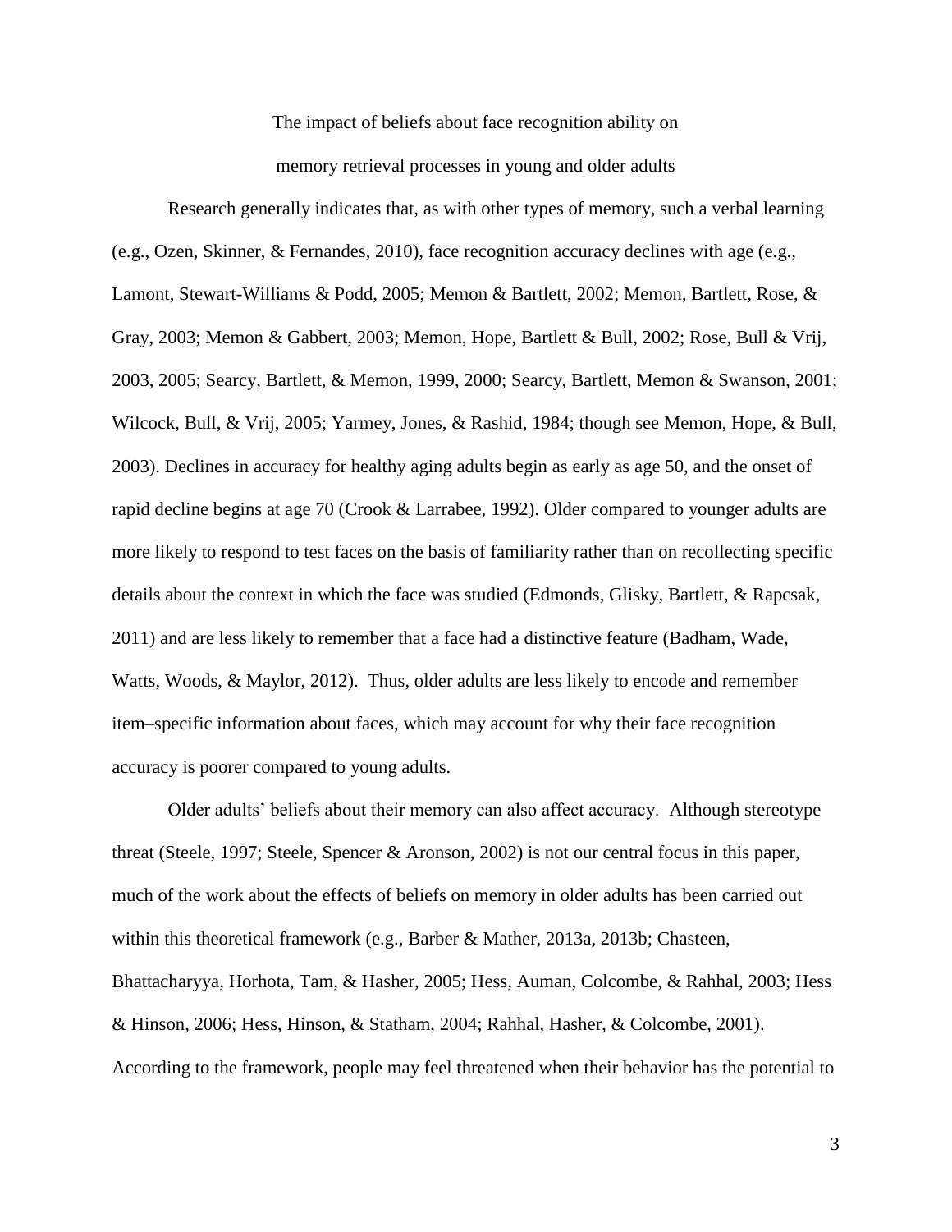# The impact of beliefs about face recognition ability on memory retrieval processes in young and older adults

Research generally indicates that, as with other types of memory, such a verbal learning (e.g., Ozen, Skinner, & Fernandes, 2010), face recognition accuracy declines with age (e.g., Lamont, Stewart-Williams & Podd, 2005; Memon & Bartlett, 2002; Memon, Bartlett, Rose, & Gray, 2003; Memon & Gabbert, 2003; Memon, Hope, Bartlett & Bull, 2002; Rose, Bull & Vrij, 2003, 2005; Searcy, Bartlett, & Memon, 1999, 2000; Searcy, Bartlett, Memon & Swanson, 2001; Wilcock, Bull, & Vrij, 2005; Yarmey, Jones, & Rashid, 1984; though see Memon, Hope, & Bull, 2003). Declines in accuracy for healthy aging adults begin as early as age 50, and the onset of rapid decline begins at age 70 (Crook & Larrabee, 1992). Older compared to younger adults are more likely to respond to test faces on the basis of familiarity rather than on recollecting specific details about the context in which the face was studied (Edmonds, Glisky, Bartlett, & Rapcsak, 2011) and are less likely to remember that a face had a distinctive feature (Badham, Wade, Watts, Woods, & Maylor, 2012). Thus, older adults are less likely to encode and remember item–specific information about faces, which may account for why their face recognition accuracy is poorer compared to young adults.

Older adults' beliefs about their memory can also affect accuracy. Although stereotype threat (Steele, 1997; Steele, Spencer & Aronson, 2002) is not our central focus in this paper, much of the work about the effects of beliefs on memory in older adults has been carried out within this theoretical framework (e.g., Barber & Mather, 2013a, 2013b; Chasteen, Bhattacharyya, Horhota, Tam, & Hasher, 2005; Hess, Auman, Colcombe, & Rahhal, 2003; Hess & Hinson, 2006; Hess, Hinson, & Statham, 2004; Rahhal, Hasher, & Colcombe, 2001). According to the framework, people may feel threatened when their behavior has the potential to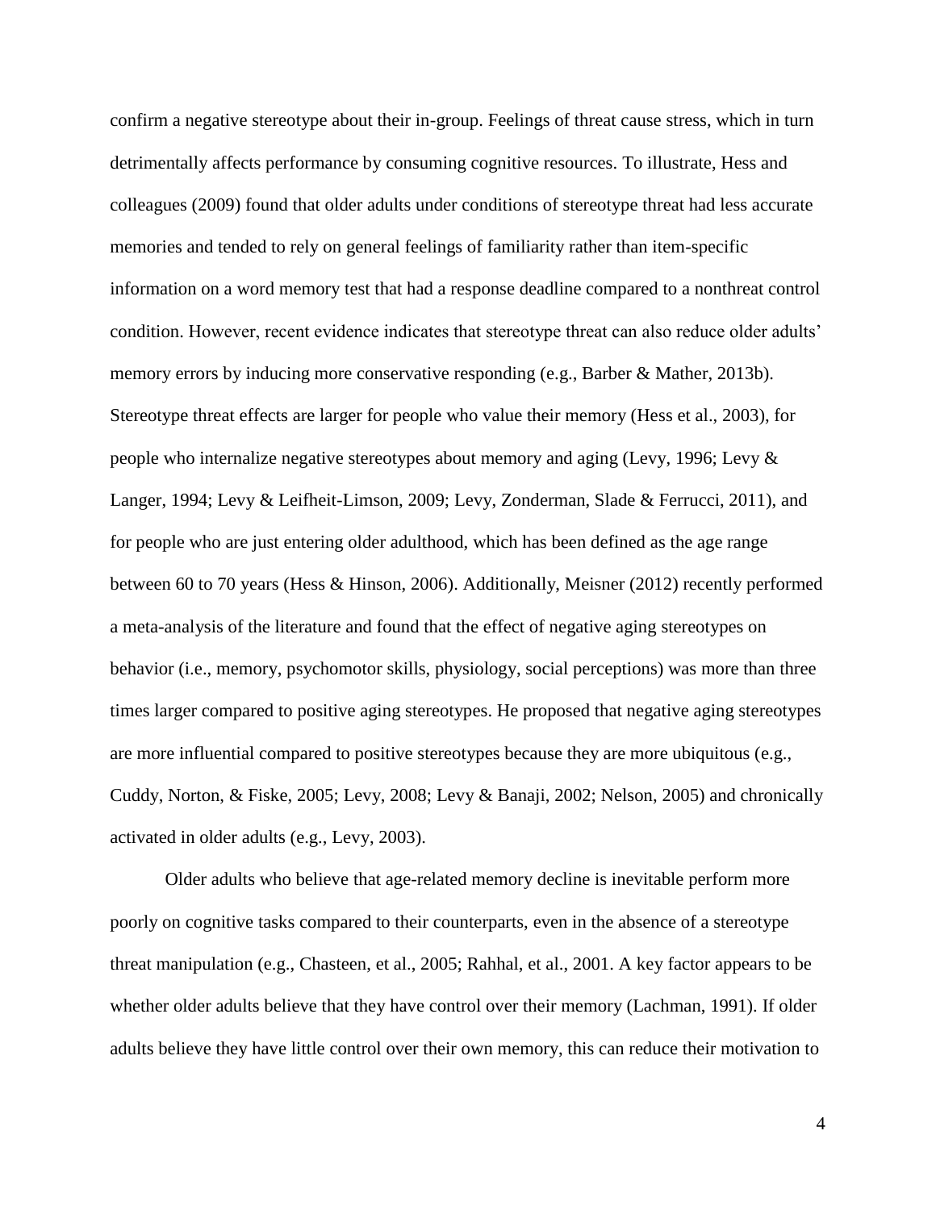confirm a negative stereotype about their in-group. Feelings of threat cause stress, which in turn detrimentally affects performance by consuming cognitive resources. To illustrate, Hess and colleagues (2009) found that older adults under conditions of stereotype threat had less accurate memories and tended to rely on general feelings of familiarity rather than item-specific information on a word memory test that had a response deadline compared to a nonthreat control condition. However, recent evidence indicates that stereotype threat can also reduce older adults' memory errors by inducing more conservative responding (e.g., Barber & Mather, 2013b). Stereotype threat effects are larger for people who value their memory (Hess et al., 2003), for people who internalize negative stereotypes about memory and aging (Levy, 1996; Levy & Langer, 1994; Levy & Leifheit-Limson, 2009; Levy, Zonderman, Slade & Ferrucci, 2011), and for people who are just entering older adulthood, which has been defined as the age range between 60 to 70 years (Hess & Hinson, 2006). Additionally, Meisner (2012) recently performed a meta-analysis of the literature and found that the effect of negative aging stereotypes on behavior (i.e., memory, psychomotor skills, physiology, social perceptions) was more than three times larger compared to positive aging stereotypes. He proposed that negative aging stereotypes are more influential compared to positive stereotypes because they are more ubiquitous (e.g., Cuddy, Norton, & Fiske, 2005; Levy, 2008; Levy & Banaji, 2002; Nelson, 2005) and chronically activated in older adults (e.g., Levy, 2003).

Older adults who believe that age-related memory decline is inevitable perform more poorly on cognitive tasks compared to their counterparts, even in the absence of a stereotype threat manipulation (e.g., Chasteen, et al., 2005; Rahhal, et al., 2001. A key factor appears to be whether older adults believe that they have control over their memory (Lachman, 1991). If older adults believe they have little control over their own memory, this can reduce their motivation to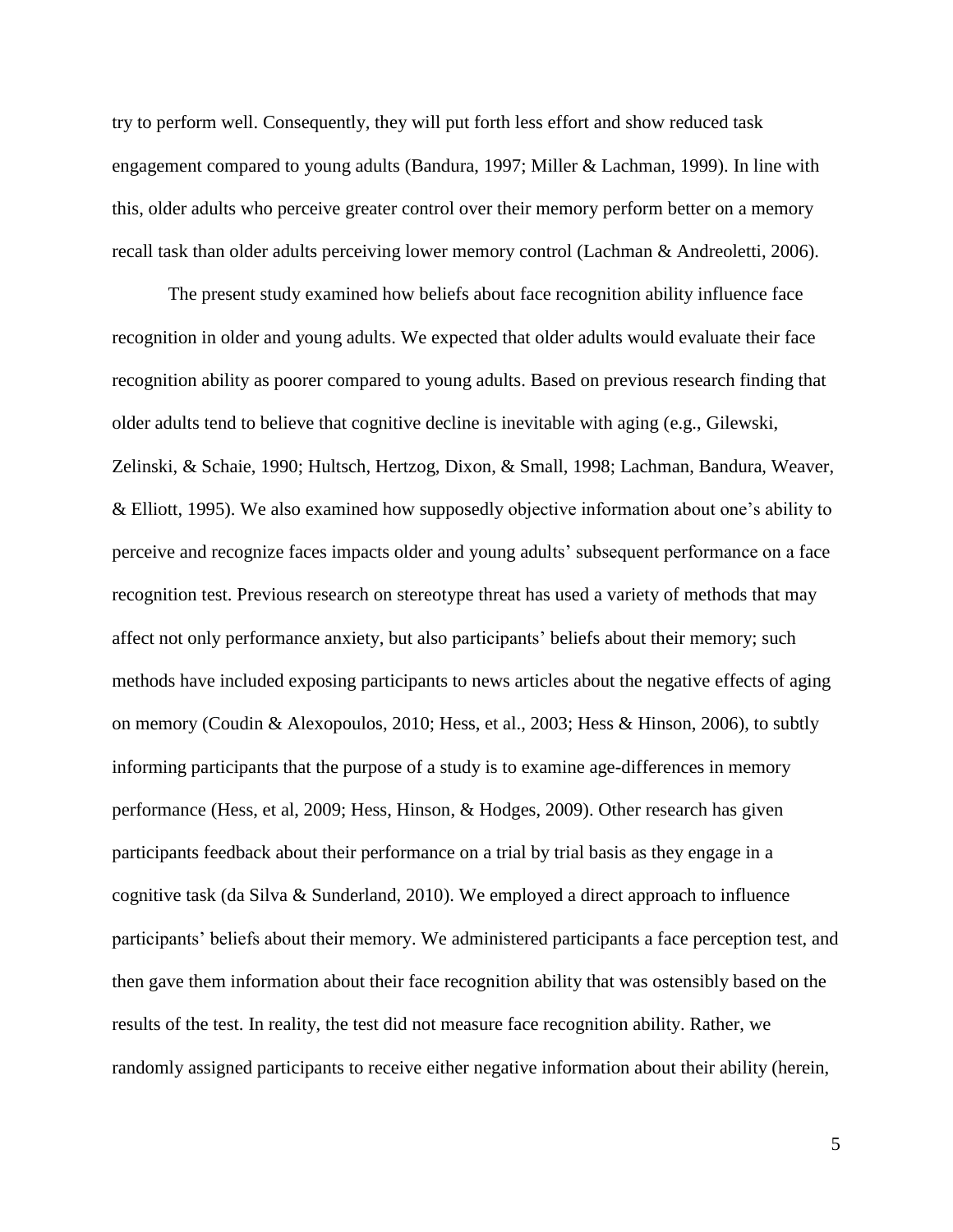try to perform well. Consequently, they will put forth less effort and show reduced task engagement compared to young adults (Bandura, 1997; Miller & Lachman, 1999). In line with this, older adults who perceive greater control over their memory perform better on a memory recall task than older adults perceiving lower memory control (Lachman & Andreoletti, 2006).

The present study examined how beliefs about face recognition ability influence face recognition in older and young adults. We expected that older adults would evaluate their face recognition ability as poorer compared to young adults. Based on previous research finding that older adults tend to believe that cognitive decline is inevitable with aging (e.g., Gilewski, Zelinski, & Schaie, 1990; Hultsch, Hertzog, Dixon, & Small, 1998; Lachman, Bandura, Weaver, & Elliott, 1995). We also examined how supposedly objective information about one's ability to perceive and recognize faces impacts older and young adults' subsequent performance on a face recognition test. Previous research on stereotype threat has used a variety of methods that may affect not only performance anxiety, but also participants' beliefs about their memory; such methods have included exposing participants to news articles about the negative effects of aging on memory (Coudin & Alexopoulos, 2010; Hess, et al., 2003; Hess & Hinson, 2006), to subtly informing participants that the purpose of a study is to examine age-differences in memory performance (Hess, et al, 2009; Hess, Hinson, & Hodges, 2009). Other research has given participants feedback about their performance on a trial by trial basis as they engage in a cognitive task (da Silva & Sunderland, 2010). We employed a direct approach to influence participants' beliefs about their memory. We administered participants a face perception test, and then gave them information about their face recognition ability that was ostensibly based on the results of the test. In reality, the test did not measure face recognition ability. Rather, we randomly assigned participants to receive either negative information about their ability (herein,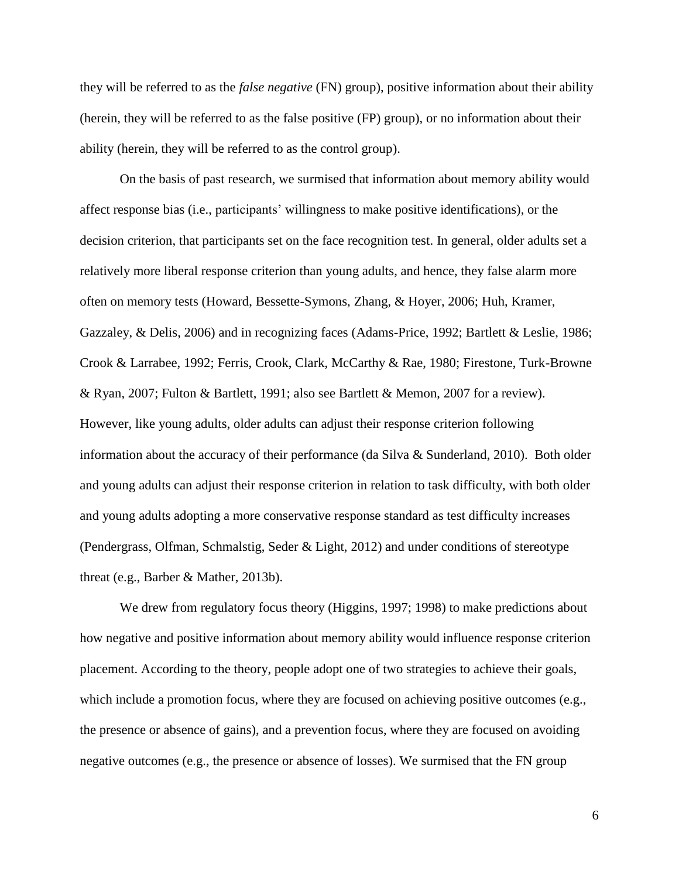they will be referred to as the *false negative* (FN) group), positive information about their ability (herein, they will be referred to as the false positive (FP) group), or no information about their ability (herein, they will be referred to as the control group).

On the basis of past research, we surmised that information about memory ability would affect response bias (i.e., participants' willingness to make positive identifications), or the decision criterion, that participants set on the face recognition test. In general, older adults set a relatively more liberal response criterion than young adults, and hence, they false alarm more often on memory tests (Howard, Bessette-Symons, Zhang, & Hoyer, 2006; Huh, Kramer, Gazzaley, & Delis, 2006) and in recognizing faces (Adams-Price, 1992; Bartlett & Leslie, 1986; Crook & Larrabee, 1992; Ferris, Crook, Clark, McCarthy & Rae, 1980; Firestone, Turk-Browne & Ryan, 2007; Fulton & Bartlett, 1991; also see Bartlett & Memon, 2007 for a review). However, like young adults, older adults can adjust their response criterion following information about the accuracy of their performance (da Silva & Sunderland, 2010). Both older and young adults can adjust their response criterion in relation to task difficulty, with both older and young adults adopting a more conservative response standard as test difficulty increases (Pendergrass, Olfman, Schmalstig, Seder & Light, 2012) and under conditions of stereotype threat (e.g., Barber & Mather, 2013b).

We drew from regulatory focus theory (Higgins, 1997; 1998) to make predictions about how negative and positive information about memory ability would influence response criterion placement. According to the theory, people adopt one of two strategies to achieve their goals, which include a promotion focus, where they are focused on achieving positive outcomes (e.g., the presence or absence of gains), and a prevention focus, where they are focused on avoiding negative outcomes (e.g., the presence or absence of losses). We surmised that the FN group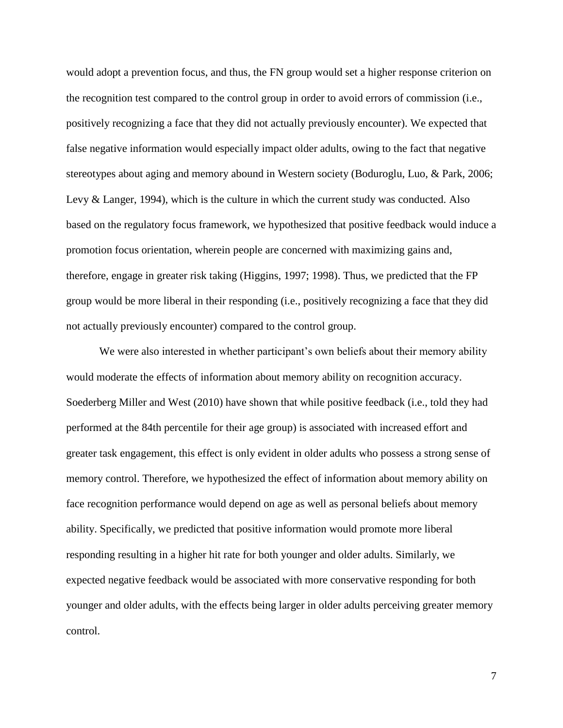would adopt a prevention focus, and thus, the FN group would set a higher response criterion on the recognition test compared to the control group in order to avoid errors of commission (i.e., positively recognizing a face that they did not actually previously encounter). We expected that false negative information would especially impact older adults, owing to the fact that negative stereotypes about aging and memory abound in Western society (Boduroglu, Luo, & Park, 2006; Levy & Langer, 1994), which is the culture in which the current study was conducted. Also based on the regulatory focus framework, we hypothesized that positive feedback would induce a promotion focus orientation, wherein people are concerned with maximizing gains and, therefore, engage in greater risk taking (Higgins, 1997; 1998). Thus, we predicted that the FP group would be more liberal in their responding (i.e., positively recognizing a face that they did not actually previously encounter) compared to the control group.

We were also interested in whether participant's own beliefs about their memory ability would moderate the effects of information about memory ability on recognition accuracy. Soederberg Miller and West (2010) have shown that while positive feedback (i.e., told they had performed at the 84th percentile for their age group) is associated with increased effort and greater task engagement, this effect is only evident in older adults who possess a strong sense of memory control. Therefore, we hypothesized the effect of information about memory ability on face recognition performance would depend on age as well as personal beliefs about memory ability. Specifically, we predicted that positive information would promote more liberal responding resulting in a higher hit rate for both younger and older adults. Similarly, we expected negative feedback would be associated with more conservative responding for both younger and older adults, with the effects being larger in older adults perceiving greater memory control.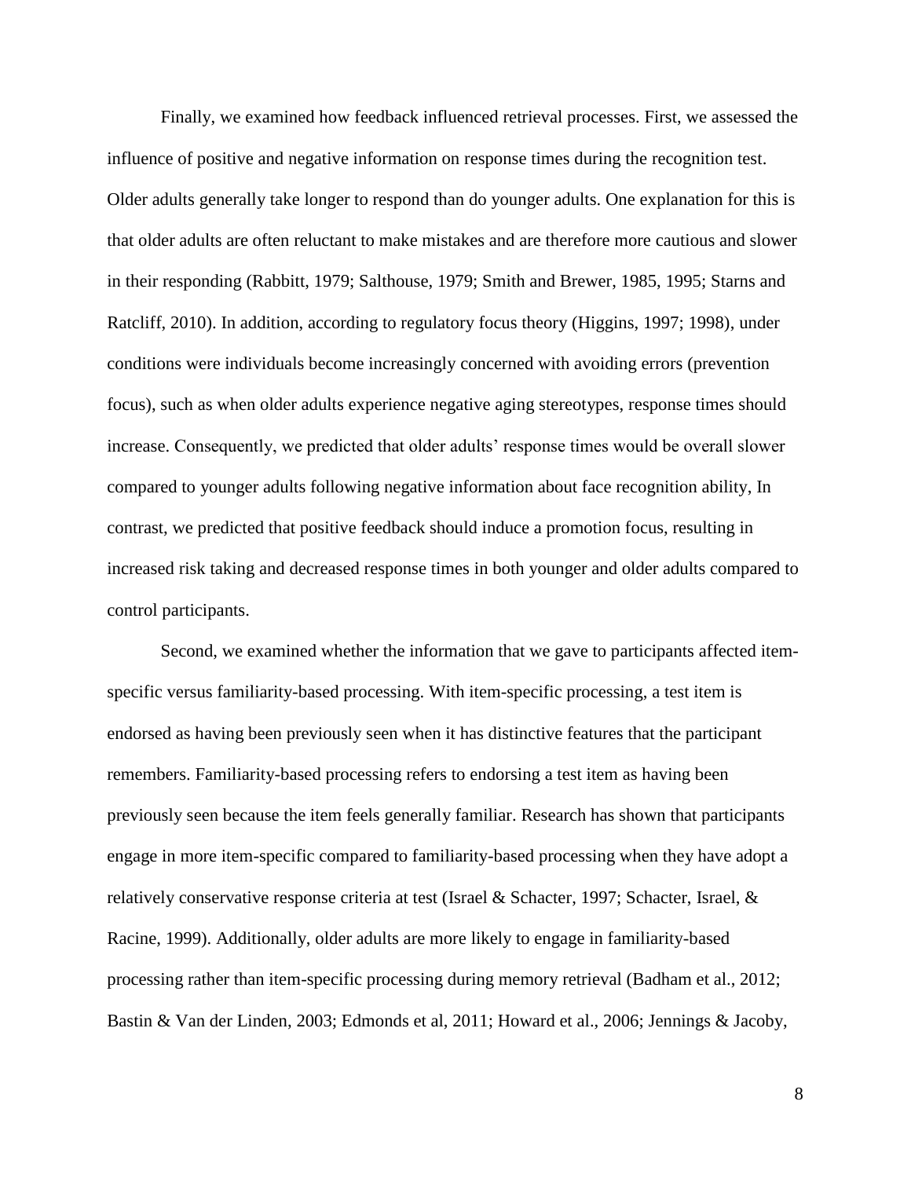Finally, we examined how feedback influenced retrieval processes. First, we assessed the influence of positive and negative information on response times during the recognition test. Older adults generally take longer to respond than do younger adults. One explanation for this is that older adults are often reluctant to make mistakes and are therefore more cautious and slower in their responding (Rabbitt, 1979; Salthouse, 1979; Smith and Brewer, 1985, 1995; Starns and Ratcliff, 2010). In addition, according to regulatory focus theory (Higgins, 1997; 1998), under conditions were individuals become increasingly concerned with avoiding errors (prevention focus), such as when older adults experience negative aging stereotypes, response times should increase. Consequently, we predicted that older adults' response times would be overall slower compared to younger adults following negative information about face recognition ability, In contrast, we predicted that positive feedback should induce a promotion focus, resulting in increased risk taking and decreased response times in both younger and older adults compared to control participants.

Second, we examined whether the information that we gave to participants affected item-specific versus familiarity-based processing. With item-specific processing, a test item is endorsed as having been previously seen when it has distinctive features that the participant remembers. Familiarity-based processing refers to endorsing a test item as having been previously seen because the item feels generally familiar. Research has shown that participants engage in more item-specific compared to familiarity-based processing when they have adopt a relatively conservative response criteria at test (Israel & Schacter, 1997; Schacter, Israel, & Racine, 1999). Additionally, older adults are more likely to engage in familiarity-based processing rather than item-specific processing during memory retrieval (Badham et al., 2012; Bastin & Van der Linden, 2003; Edmonds et al, 2011; Howard et al., 2006; Jennings & Jacoby,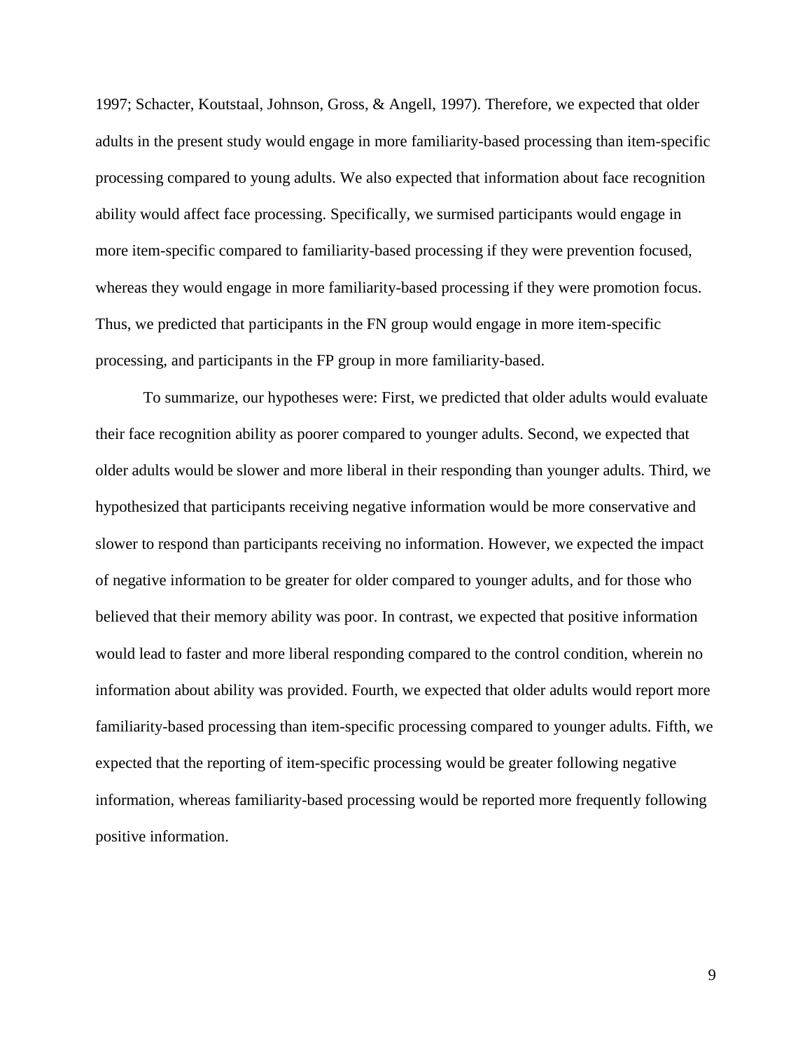1997; Schacter, Koutstaal, Johnson, Gross, & Angell, 1997). Therefore, we expected that older adults in the present study would engage in more familiarity-based processing than item-specific processing compared to young adults. We also expected that information about face recognition ability would affect face processing. Specifically, we surmised participants would engage in more item-specific compared to familiarity-based processing if they were prevention focused, whereas they would engage in more familiarity-based processing if they were promotion focus. Thus, we predicted that participants in the FN group would engage in more item-specific processing, and participants in the FP group in more familiarity-based.

To summarize, our hypotheses were: First, we predicted that older adults would evaluate their face recognition ability as poorer compared to younger adults. Second, we expected that older adults would be slower and more liberal in their responding than younger adults. Third, we hypothesized that participants receiving negative information would be more conservative and slower to respond than participants receiving no information. However, we expected the impact of negative information to be greater for older compared to younger adults, and for those who believed that their memory ability was poor. In contrast, we expected that positive information would lead to faster and more liberal responding compared to the control condition, wherein no information about ability was provided. Fourth, we expected that older adults would report more familiarity-based processing than item-specific processing compared to younger adults. Fifth, we expected that the reporting of item-specific processing would be greater following negative information, whereas familiarity-based processing would be reported more frequently following positive information.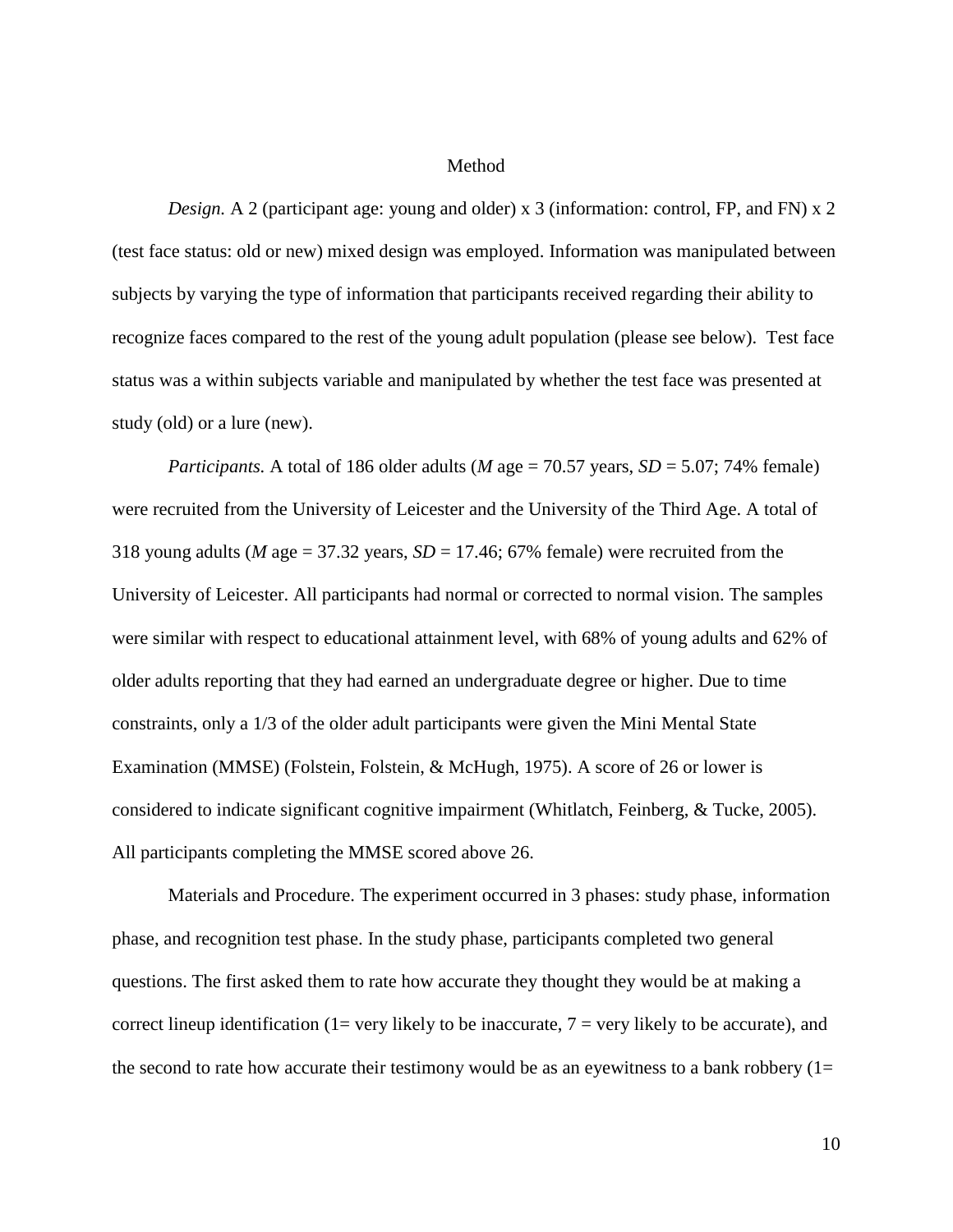# Method

*Design.* A 2 (participant age: young and older) x 3 (information: control, FP, and FN) x 2 (test face status: old or new) mixed design was employed. Information was manipulated between subjects by varying the type of information that participants received regarding their ability to recognize faces compared to the rest of the young adult population (please see below). Test face status was a within subjects variable and manipulated by whether the test face was presented at study (old) or a lure (new).

*Participants.* A total of 186 older adults (*M* age = 70.57 years, *SD* = 5.07; 74% female) were recruited from the University of Leicester and the University of the Third Age. A total of 318 young adults (*M* age = 37.32 years, *SD* = 17.46; 67% female) were recruited from the University of Leicester. All participants had normal or corrected to normal vision. The samples were similar with respect to educational attainment level, with 68% of young adults and 62% of older adults reporting that they had earned an undergraduate degree or higher. Due to time constraints, only a 1/3 of the older adult participants were given the Mini Mental State Examination (MMSE) (Folstein, Folstein, & McHugh, 1975). A score of 26 or lower is considered to indicate significant cognitive impairment (Whitlatch, Feinberg, & Tucke, 2005). All participants completing the MMSE scored above 26.

Materials and Procedure. The experiment occurred in 3 phases: study phase, information phase, and recognition test phase. In the study phase, participants completed two general questions. The first asked them to rate how accurate they thought they would be at making a correct lineup identification (1= very likely to be inaccurate, 7 = very likely to be accurate), and the second to rate how accurate their testimony would be as an eyewitness to a bank robbery (1=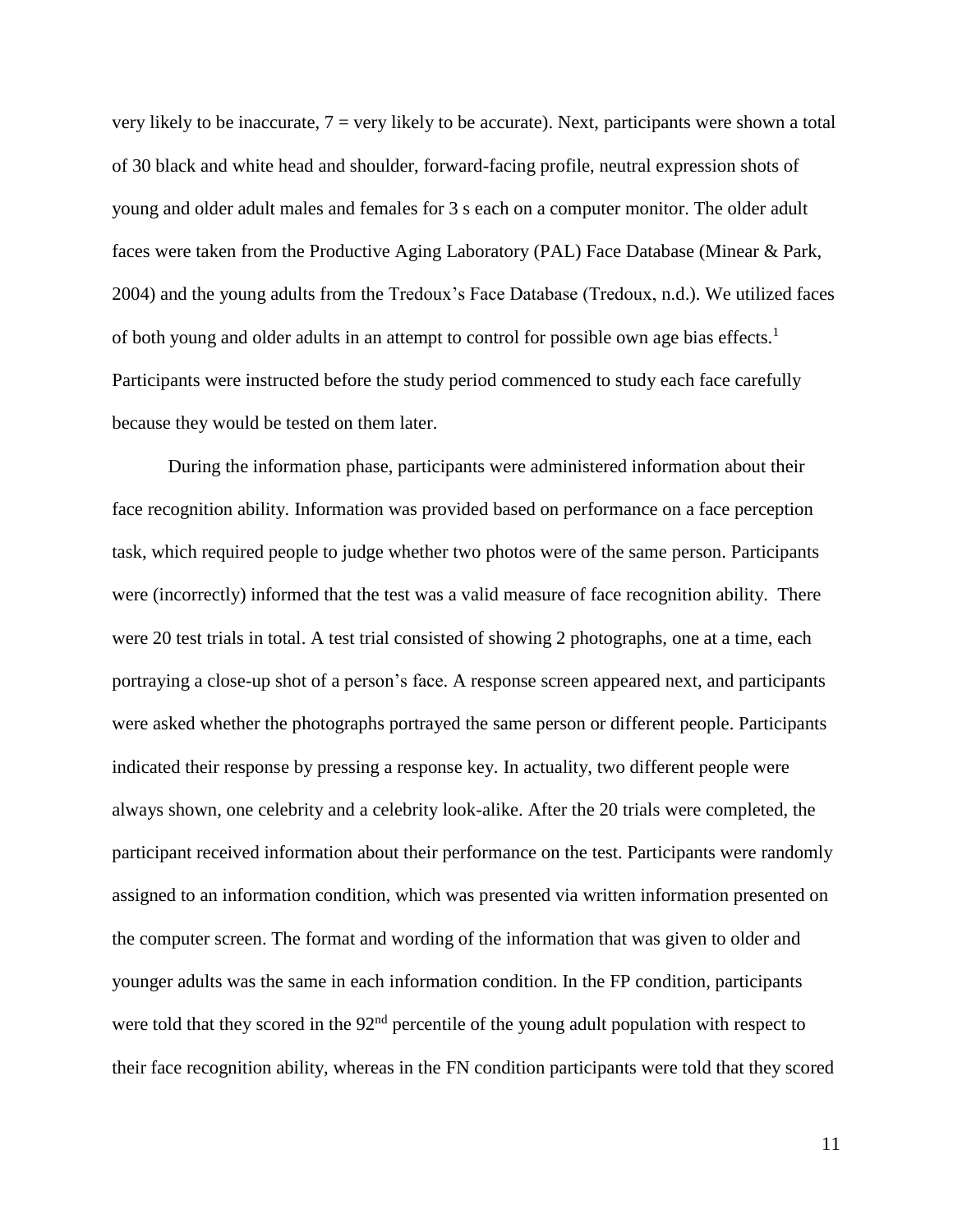very likely to be inaccurate, 7 = very likely to be accurate). Next, participants were shown a total of 30 black and white head and shoulder, forward-facing profile, neutral expression shots of young and older adult males and females for 3 s each on a computer monitor. The older adult faces were taken from the Productive Aging Laboratory (PAL) Face Database (Minear & Park, 2004) and the young adults from the Tredoux's Face Database (Tredoux, n.d.). We utilized faces of both young and older adults in an attempt to control for possible own age bias effects.[1] Participants were instructed before the study period commenced to study each face carefully because they would be tested on them later.

During the information phase, participants were administered information about their face recognition ability. Information was provided based on performance on a face perception task, which required people to judge whether two photos were of the same person. Participants were (incorrectly) informed that the test was a valid measure of face recognition ability. There were 20 test trials in total. A test trial consisted of showing 2 photographs, one at a time, each portraying a close-up shot of a person's face. A response screen appeared next, and participants were asked whether the photographs portrayed the same person or different people. Participants indicated their response by pressing a response key. In actuality, two different people were always shown, one celebrity and a celebrity look-alike. After the 20 trials were completed, the participant received information about their performance on the test. Participants were randomly assigned to an information condition, which was presented via written information presented on the computer screen. The format and wording of the information that was given to older and younger adults was the same in each information condition. In the FP condition, participants were told that they scored in the 92nd percentile of the young adult population with respect to their face recognition ability, whereas in the FN condition participants were told that they scored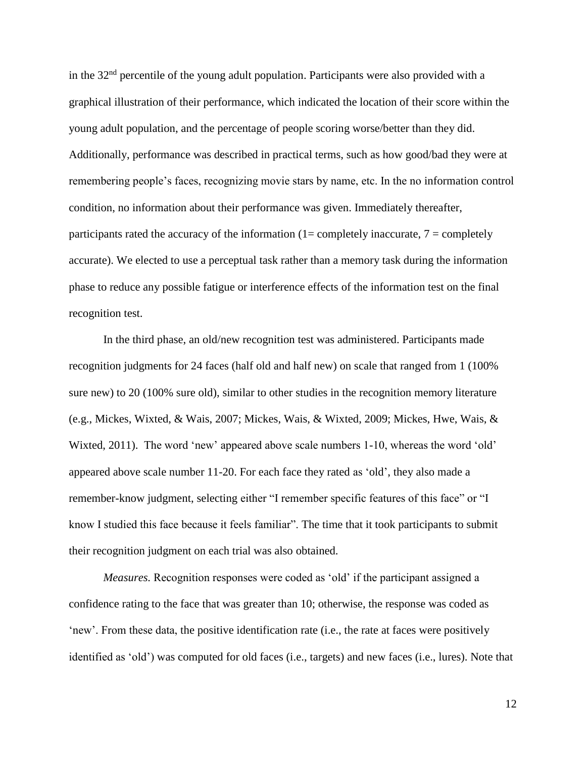in the 32nd percentile of the young adult population. Participants were also provided with a graphical illustration of their performance, which indicated the location of their score within the young adult population, and the percentage of people scoring worse/better than they did. Additionally, performance was described in practical terms, such as how good/bad they were at remembering people's faces, recognizing movie stars by name, etc. In the no information control condition, no information about their performance was given. Immediately thereafter, participants rated the accuracy of the information (1= completely inaccurate, 7 = completely accurate). We elected to use a perceptual task rather than a memory task during the information phase to reduce any possible fatigue or interference effects of the information test on the final recognition test.

In the third phase, an old/new recognition test was administered. Participants made recognition judgments for 24 faces (half old and half new) on scale that ranged from 1 (100% sure new) to 20 (100% sure old), similar to other studies in the recognition memory literature (e.g., Mickes, Wixted, & Wais, 2007; Mickes, Wais, & Wixted, 2009; Mickes, Hwe, Wais, & Wixted, 2011). The word 'new' appeared above scale numbers 1-10, whereas the word 'old' appeared above scale number 11-20. For each face they rated as 'old', they also made a remember-know judgment, selecting either "I remember specific features of this face" or "I know I studied this face because it feels familiar". The time that it took participants to submit their recognition judgment on each trial was also obtained.

*Measures.* Recognition responses were coded as 'old' if the participant assigned a confidence rating to the face that was greater than 10; otherwise, the response was coded as 'new'. From these data, the positive identification rate (i.e., the rate at faces were positively identified as 'old') was computed for old faces (i.e., targets) and new faces (i.e., lures). Note that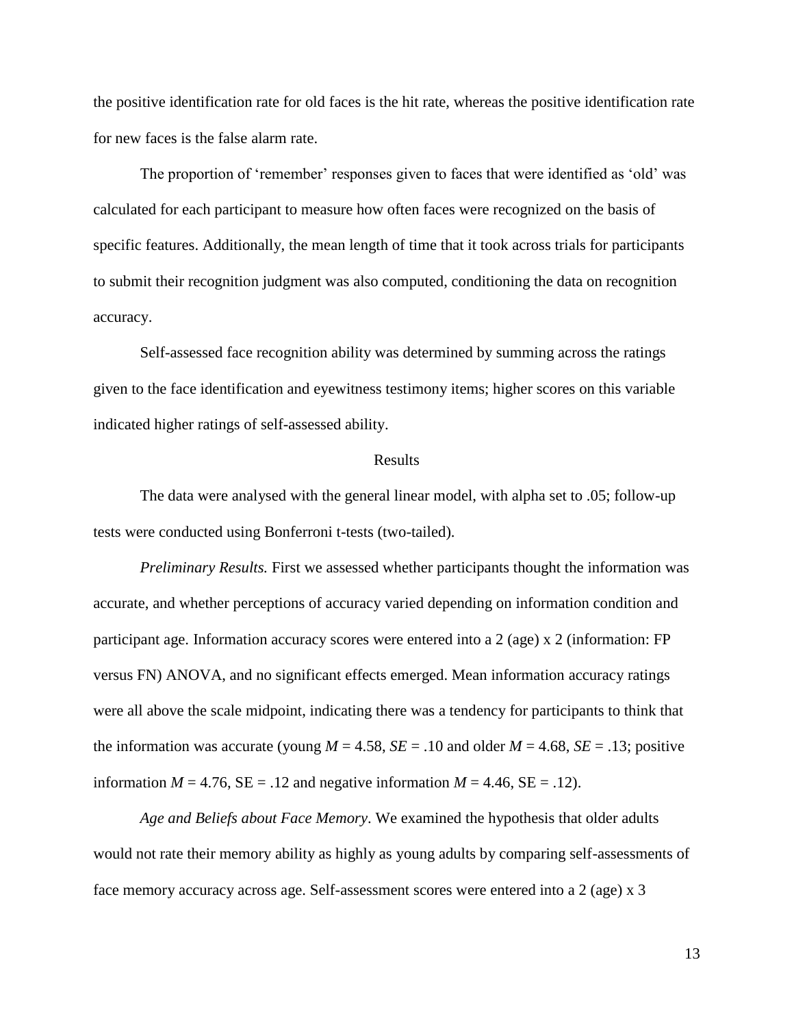the positive identification rate for old faces is the hit rate, whereas the positive identification rate for new faces is the false alarm rate.

The proportion of 'remember' responses given to faces that were identified as 'old' was calculated for each participant to measure how often faces were recognized on the basis of specific features. Additionally, the mean length of time that it took across trials for participants to submit their recognition judgment was also computed, conditioning the data on recognition accuracy.

Self-assessed face recognition ability was determined by summing across the ratings given to the face identification and eyewitness testimony items; higher scores on this variable indicated higher ratings of self-assessed ability.

## Results

The data were analysed with the general linear model, with alpha set to .05; follow-up tests were conducted using Bonferroni t-tests (two-tailed).

*Preliminary Results.* First we assessed whether participants thought the information was accurate, and whether perceptions of accuracy varied depending on information condition and participant age. Information accuracy scores were entered into a 2 (age) x 2 (information: FP versus FN) ANOVA, and no significant effects emerged. Mean information accuracy ratings were all above the scale midpoint, indicating there was a tendency for participants to think that the information was accurate (young $M = 4.58$, $SE = .10$ and older $M = 4.68$, $SE = .13$; positive information $M = 4.76$, SE = .12 and negative information $M = 4.46$, SE = .12).

*Age and Beliefs about Face Memory*. We examined the hypothesis that older adults would not rate their memory ability as highly as young adults by comparing self-assessments of face memory accuracy across age. Self-assessment scores were entered into a 2 (age) x 3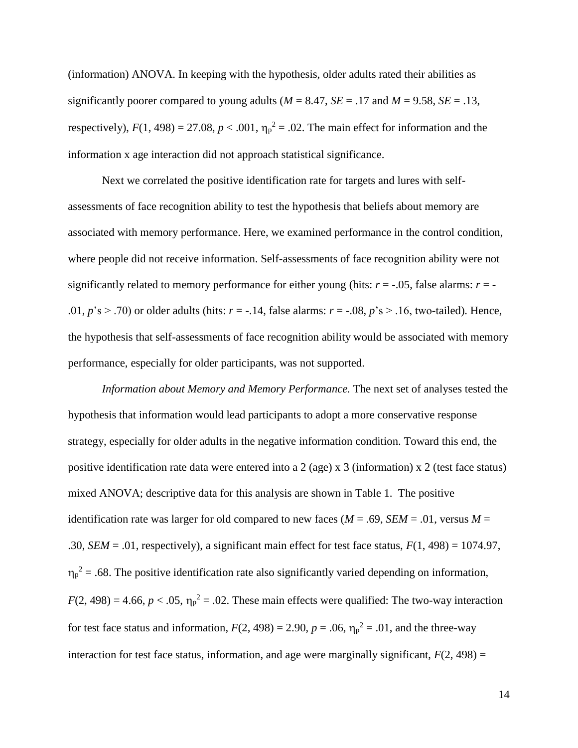(information) ANOVA. In keeping with the hypothesis, older adults rated their abilities as significantly poorer compared to young adults (*M* = 8.47, *SE* = .17 and *M* = 9.58, *SE* = .13, respectively), $F(1, 498) = 27.08$, $p < .001$, $\eta_p^2 = .02$. The main effect for information and the information x age interaction did not approach statistical significance.

Next we correlated the positive identification rate for targets and lures with self-assessments of face recognition ability to test the hypothesis that beliefs about memory are associated with memory performance. Here, we examined performance in the control condition, where people did not receive information. Self-assessments of face recognition ability were not significantly related to memory performance for either young (hits: $r = -.05$, false alarms: $r = -.01$, $p$'s > .70) or older adults (hits: $r = -.14$, false alarms: $r = -.08$, $p$'s > .16, two-tailed). Hence, the hypothesis that self-assessments of face recognition ability would be associated with memory performance, especially for older participants, was not supported.

*Information about Memory and Memory Performance.* The next set of analyses tested the hypothesis that information would lead participants to adopt a more conservative response strategy, especially for older adults in the negative information condition. Toward this end, the positive identification rate data were entered into a 2 (age) x 3 (information) x 2 (test face status) mixed ANOVA; descriptive data for this analysis are shown in Table 1. The positive identification rate was larger for old compared to new faces (*M* = .69, *SEM* = .01, versus *M* = .30, *SEM* = .01, respectively), a significant main effect for test face status, $F(1, 498) = 1074.97$, $\eta_p^2 = .68$. The positive identification rate also significantly varied depending on information, $F(2, 498) = 4.66$, $p < .05$, $\eta_p^2 = .02$. These main effects were qualified: The two-way interaction for test face status and information, $F(2, 498) = 2.90$, $p = .06$, $\eta_p^2 = .01$, and the three-way interaction for test face status, information, and age were marginally significant, $F(2, 498) =$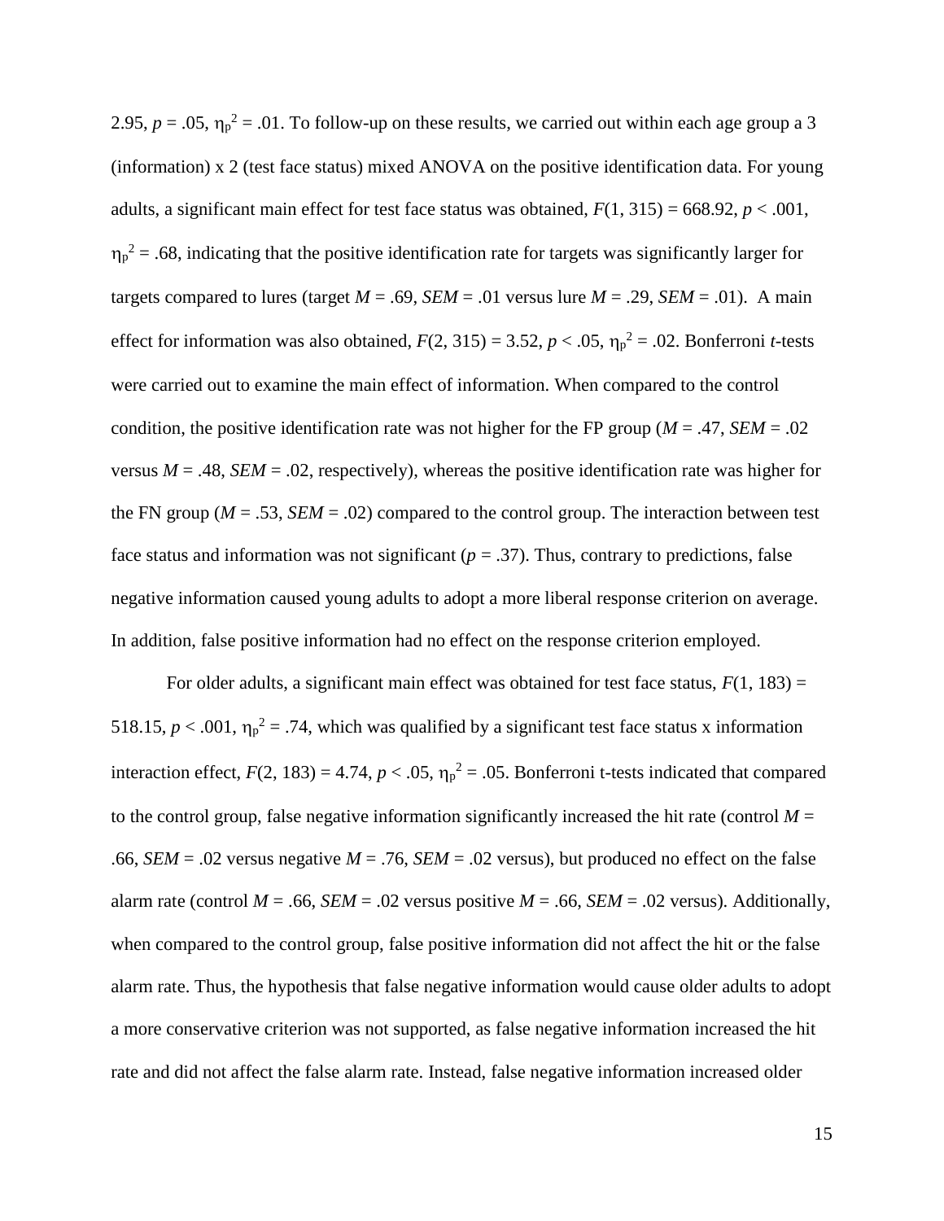2.95, $p = .05$, $\eta_p^2 = .01$. To follow-up on these results, we carried out within each age group a 3 (information) x 2 (test face status) mixed ANOVA on the positive identification data. For young adults, a significant main effect for test face status was obtained, $F(1, 315) = 668.92$, $p < .001$, $\eta_p^2 = .68$, indicating that the positive identification rate for targets was significantly larger for targets compared to lures (target $M = .69$, $SEM = .01$ versus lure $M = .29$, $SEM = .01$). A main effect for information was also obtained, $F(2, 315) = 3.52$, $p < .05$, $\eta_p^2 = .02$. Bonferroni *t*-tests were carried out to examine the main effect of information. When compared to the control condition, the positive identification rate was not higher for the FP group ($M = .47$, $SEM = .02$ versus $M = .48$, $SEM = .02$, respectively), whereas the positive identification rate was higher for the FN group ($M = .53$, $SEM = .02$) compared to the control group. The interaction between test face status and information was not significant ($p = .37$). Thus, contrary to predictions, false negative information caused young adults to adopt a more liberal response criterion on average. In addition, false positive information had no effect on the response criterion employed.

For older adults, a significant main effect was obtained for test face status, $F(1, 183) = 518.15$, $p < .001$, $\eta_p^2 = .74$, which was qualified by a significant test face status x information interaction effect, $F(2, 183) = 4.74$, $p < .05$, $\eta_p^2 = .05$. Bonferroni t-tests indicated that compared to the control group, false negative information significantly increased the hit rate (control $M = .66$, $SEM = .02$ versus negative $M = .76$, $SEM = .02$ versus), but produced no effect on the false alarm rate (control $M = .66$, $SEM = .02$ versus positive $M = .66$, $SEM = .02$ versus). Additionally, when compared to the control group, false positive information did not affect the hit or the false alarm rate. Thus, the hypothesis that false negative information would cause older adults to adopt a more conservative criterion was not supported, as false negative information increased the hit rate and did not affect the false alarm rate. Instead, false negative information increased older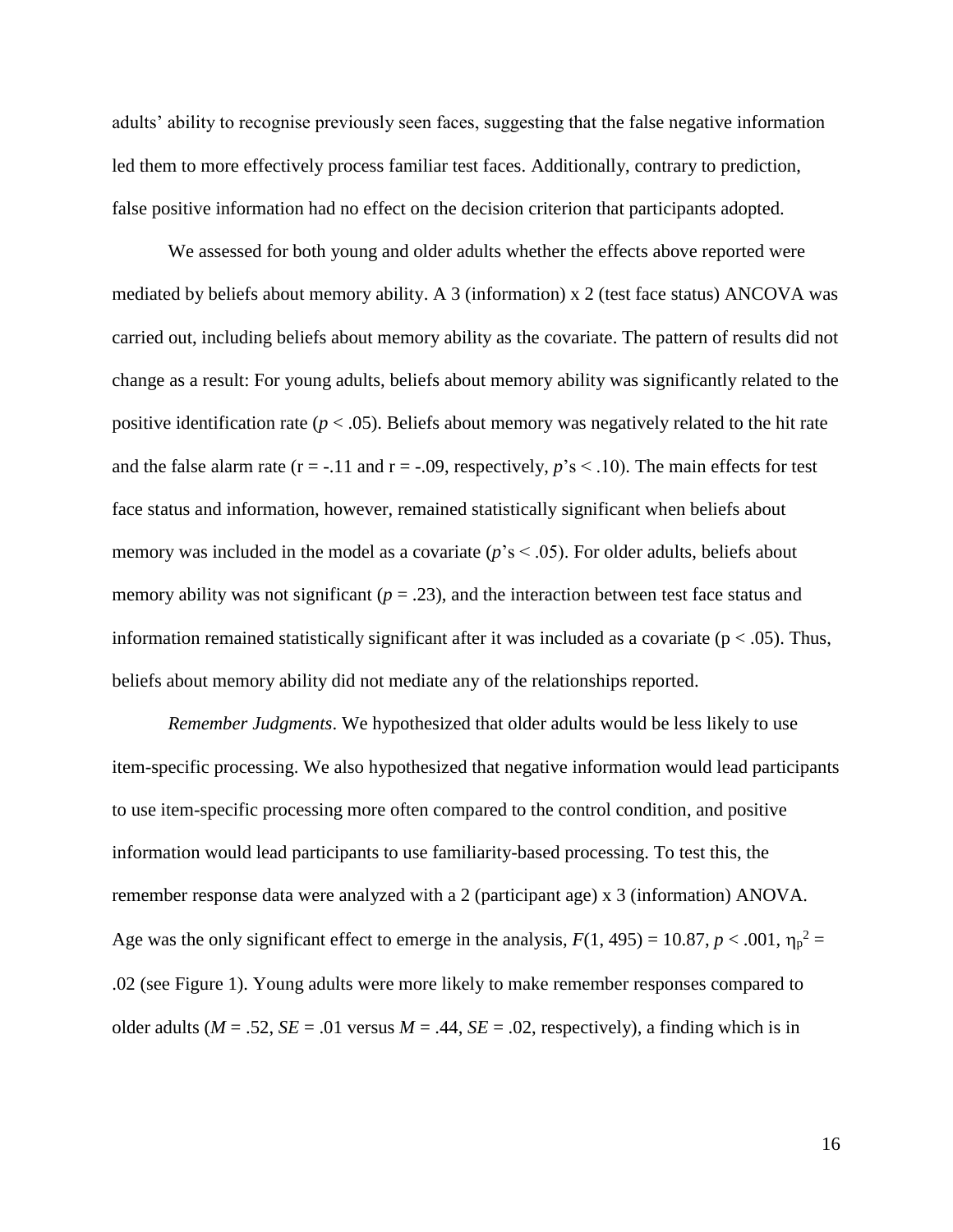adults' ability to recognise previously seen faces, suggesting that the false negative information led them to more effectively process familiar test faces. Additionally, contrary to prediction, false positive information had no effect on the decision criterion that participants adopted.

We assessed for both young and older adults whether the effects above reported were mediated by beliefs about memory ability. A 3 (information) x 2 (test face status) ANCOVA was carried out, including beliefs about memory ability as the covariate. The pattern of results did not change as a result: For young adults, beliefs about memory ability was significantly related to the positive identification rate ($p < .05$). Beliefs about memory was negatively related to the hit rate and the false alarm rate ($r = -.11$ and $r = -.09$, respectively, $p$'s $< .10$). The main effects for test face status and information, however, remained statistically significant when beliefs about memory was included in the model as a covariate ($p$'s $< .05$). For older adults, beliefs about memory ability was not significant ($p = .23$), and the interaction between test face status and information remained statistically significant after it was included as a covariate ($p < .05$). Thus, beliefs about memory ability did not mediate any of the relationships reported.

*Remember Judgments*. We hypothesized that older adults would be less likely to use item-specific processing. We also hypothesized that negative information would lead participants to use item-specific processing more often compared to the control condition, and positive information would lead participants to use familiarity-based processing. To test this, the remember response data were analyzed with a 2 (participant age) x 3 (information) ANOVA. Age was the only significant effect to emerge in the analysis, $F(1, 495) = 10.87$, $p < .001$, $\eta_p^2 = .02$ (see Figure 1). Young adults were more likely to make remember responses compared to older adults ($M = .52$, $SE = .01$ versus $M = .44$, $SE = .02$, respectively), a finding which is in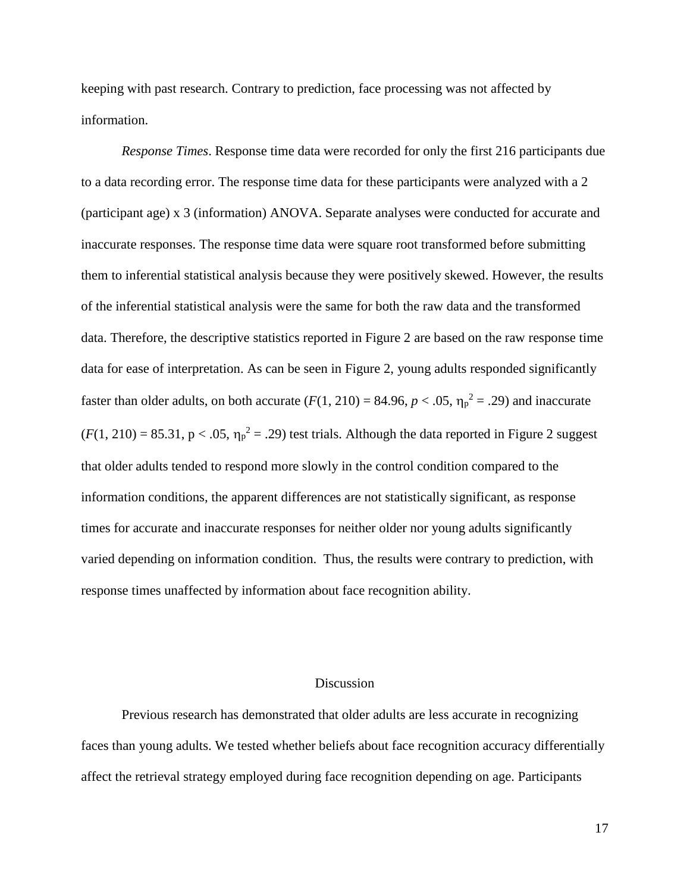keeping with past research. Contrary to prediction, face processing was not affected by information.

*Response Times*. Response time data were recorded for only the first 216 participants due to a data recording error. The response time data for these participants were analyzed with a 2 (participant age) x 3 (information) ANOVA. Separate analyses were conducted for accurate and inaccurate responses. The response time data were square root transformed before submitting them to inferential statistical analysis because they were positively skewed. However, the results of the inferential statistical analysis were the same for both the raw data and the transformed data. Therefore, the descriptive statistics reported in Figure 2 are based on the raw response time data for ease of interpretation. As can be seen in Figure 2, young adults responded significantly faster than older adults, on both accurate ($F(1, 210) = 84.96$, $p < .05$, $\eta_p^2 = .29$) and inaccurate ($F(1, 210) = 85.31$, $p < .05$, $\eta_p^2 = .29$) test trials. Although the data reported in Figure 2 suggest that older adults tended to respond more slowly in the control condition compared to the information conditions, the apparent differences are not statistically significant, as response times for accurate and inaccurate responses for neither older nor young adults significantly varied depending on information condition. Thus, the results were contrary to prediction, with response times unaffected by information about face recognition ability.

## Discussion

Previous research has demonstrated that older adults are less accurate in recognizing faces than young adults. We tested whether beliefs about face recognition accuracy differentially affect the retrieval strategy employed during face recognition depending on age. Participants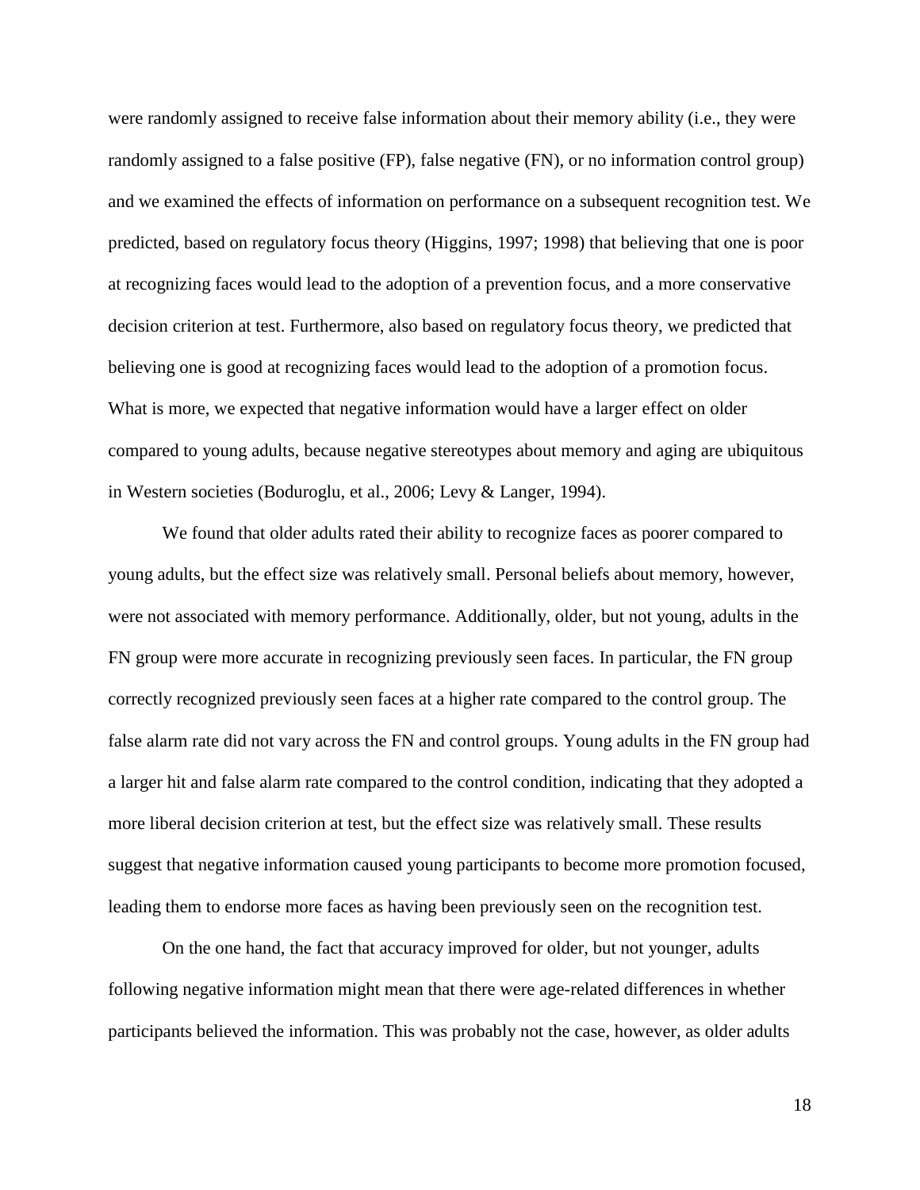were randomly assigned to receive false information about their memory ability (i.e., they were randomly assigned to a false positive (FP), false negative (FN), or no information control group) and we examined the effects of information on performance on a subsequent recognition test. We predicted, based on regulatory focus theory (Higgins, 1997; 1998) that believing that one is poor at recognizing faces would lead to the adoption of a prevention focus, and a more conservative decision criterion at test. Furthermore, also based on regulatory focus theory, we predicted that believing one is good at recognizing faces would lead to the adoption of a promotion focus. What is more, we expected that negative information would have a larger effect on older compared to young adults, because negative stereotypes about memory and aging are ubiquitous in Western societies (Boduroglu, et al., 2006; Levy & Langer, 1994).

We found that older adults rated their ability to recognize faces as poorer compared to young adults, but the effect size was relatively small. Personal beliefs about memory, however, were not associated with memory performance. Additionally, older, but not young, adults in the FN group were more accurate in recognizing previously seen faces. In particular, the FN group correctly recognized previously seen faces at a higher rate compared to the control group. The false alarm rate did not vary across the FN and control groups. Young adults in the FN group had a larger hit and false alarm rate compared to the control condition, indicating that they adopted a more liberal decision criterion at test, but the effect size was relatively small. These results suggest that negative information caused young participants to become more promotion focused, leading them to endorse more faces as having been previously seen on the recognition test.

On the one hand, the fact that accuracy improved for older, but not younger, adults following negative information might mean that there were age-related differences in whether participants believed the information. This was probably not the case, however, as older adults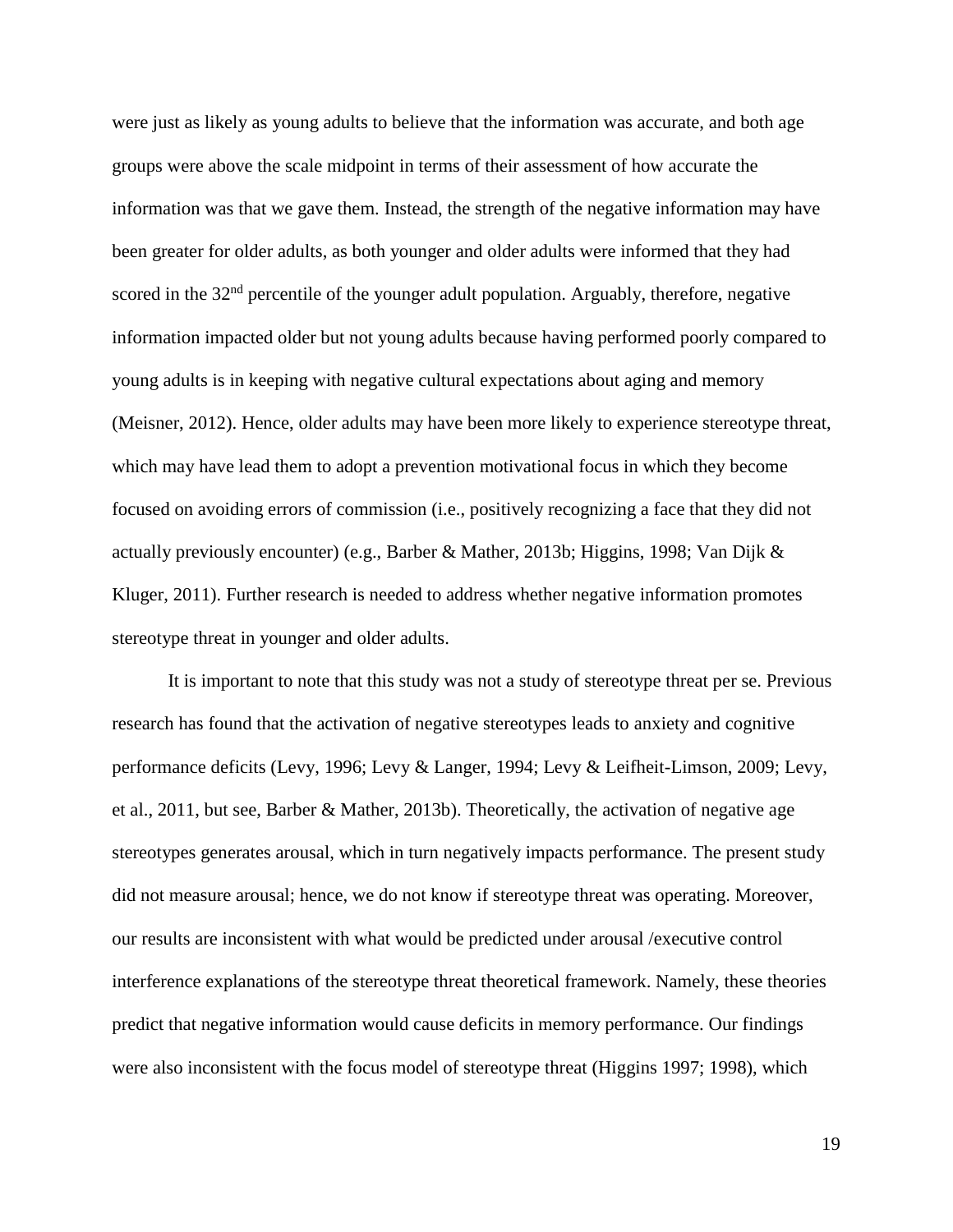were just as likely as young adults to believe that the information was accurate, and both age groups were above the scale midpoint in terms of their assessment of how accurate the information was that we gave them. Instead, the strength of the negative information may have been greater for older adults, as both younger and older adults were informed that they had scored in the 32nd percentile of the younger adult population. Arguably, therefore, negative information impacted older but not young adults because having performed poorly compared to young adults is in keeping with negative cultural expectations about aging and memory (Meisner, 2012). Hence, older adults may have been more likely to experience stereotype threat, which may have lead them to adopt a prevention motivational focus in which they become focused on avoiding errors of commission (i.e., positively recognizing a face that they did not actually previously encounter) (e.g., Barber & Mather, 2013b; Higgins, 1998; Van Dijk & Kluger, 2011). Further research is needed to address whether negative information promotes stereotype threat in younger and older adults.

It is important to note that this study was not a study of stereotype threat per se. Previous research has found that the activation of negative stereotypes leads to anxiety and cognitive performance deficits (Levy, 1996; Levy & Langer, 1994; Levy & Leifheit-Limson, 2009; Levy, et al., 2011, but see, Barber & Mather, 2013b). Theoretically, the activation of negative age stereotypes generates arousal, which in turn negatively impacts performance. The present study did not measure arousal; hence, we do not know if stereotype threat was operating. Moreover, our results are inconsistent with what would be predicted under arousal /executive control interference explanations of the stereotype threat theoretical framework. Namely, these theories predict that negative information would cause deficits in memory performance. Our findings were also inconsistent with the focus model of stereotype threat (Higgins 1997; 1998), which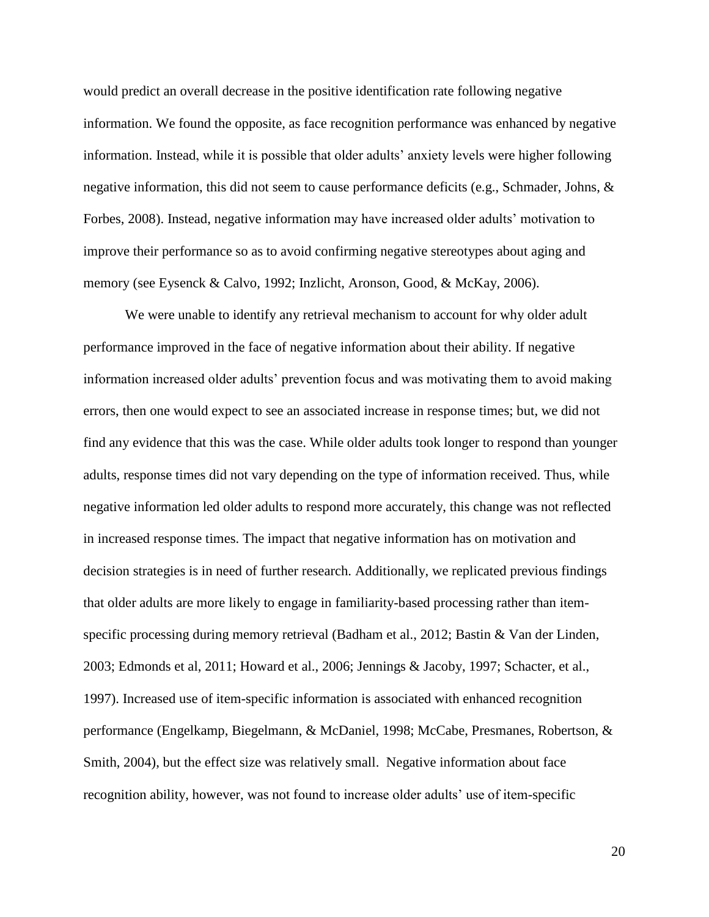would predict an overall decrease in the positive identification rate following negative information. We found the opposite, as face recognition performance was enhanced by negative information. Instead, while it is possible that older adults' anxiety levels were higher following negative information, this did not seem to cause performance deficits (e.g., Schmader, Johns, & Forbes, 2008). Instead, negative information may have increased older adults' motivation to improve their performance so as to avoid confirming negative stereotypes about aging and memory (see Eysenck & Calvo, 1992; Inzlicht, Aronson, Good, & McKay, 2006).

We were unable to identify any retrieval mechanism to account for why older adult performance improved in the face of negative information about their ability. If negative information increased older adults' prevention focus and was motivating them to avoid making errors, then one would expect to see an associated increase in response times; but, we did not find any evidence that this was the case. While older adults took longer to respond than younger adults, response times did not vary depending on the type of information received. Thus, while negative information led older adults to respond more accurately, this change was not reflected in increased response times. The impact that negative information has on motivation and decision strategies is in need of further research. Additionally, we replicated previous findings that older adults are more likely to engage in familiarity-based processing rather than item-specific processing during memory retrieval (Badham et al., 2012; Bastin & Van der Linden, 2003; Edmonds et al, 2011; Howard et al., 2006; Jennings & Jacoby, 1997; Schacter, et al., 1997). Increased use of item-specific information is associated with enhanced recognition performance (Engelkamp, Biegelmann, & McDaniel, 1998; McCabe, Presmanes, Robertson, & Smith, 2004), but the effect size was relatively small. Negative information about face recognition ability, however, was not found to increase older adults' use of item-specific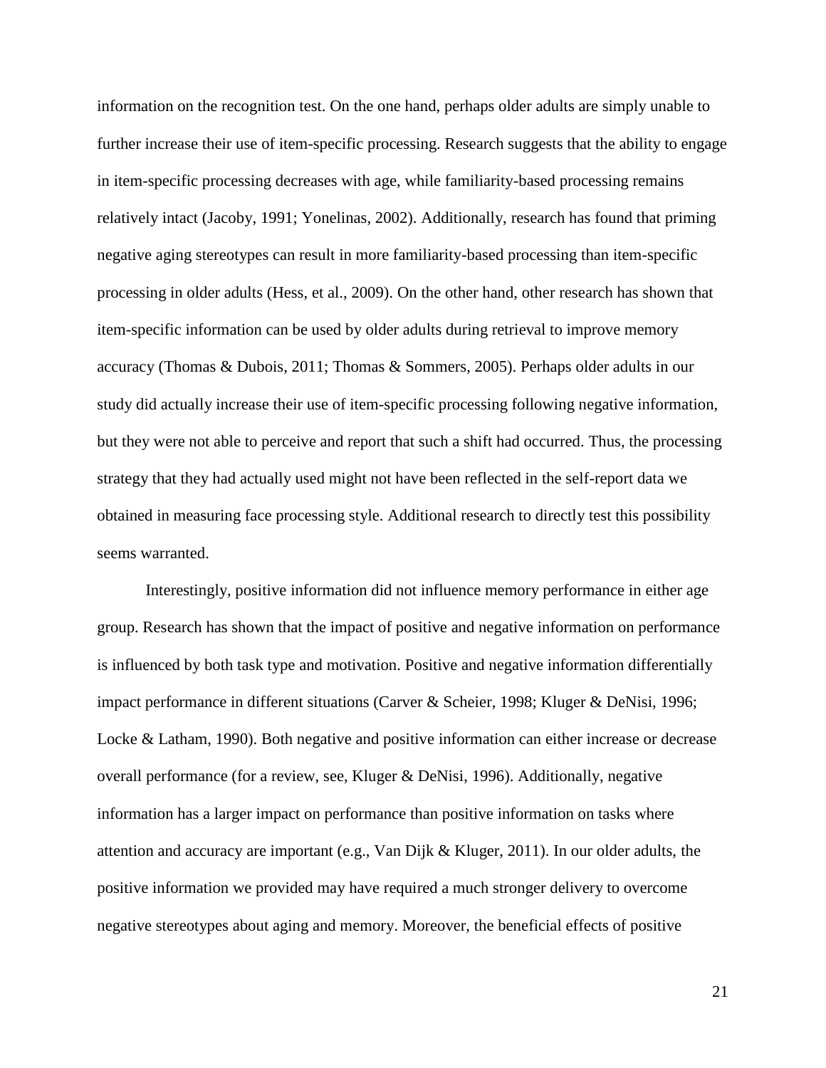information on the recognition test. On the one hand, perhaps older adults are simply unable to further increase their use of item-specific processing. Research suggests that the ability to engage in item-specific processing decreases with age, while familiarity-based processing remains relatively intact (Jacoby, 1991; Yonelinas, 2002). Additionally, research has found that priming negative aging stereotypes can result in more familiarity-based processing than item-specific processing in older adults (Hess, et al., 2009). On the other hand, other research has shown that item-specific information can be used by older adults during retrieval to improve memory accuracy (Thomas & Dubois, 2011; Thomas & Sommers, 2005). Perhaps older adults in our study did actually increase their use of item-specific processing following negative information, but they were not able to perceive and report that such a shift had occurred. Thus, the processing strategy that they had actually used might not have been reflected in the self-report data we obtained in measuring face processing style. Additional research to directly test this possibility seems warranted.

Interestingly, positive information did not influence memory performance in either age group. Research has shown that the impact of positive and negative information on performance is influenced by both task type and motivation. Positive and negative information differentially impact performance in different situations (Carver & Scheier, 1998; Kluger & DeNisi, 1996; Locke & Latham, 1990). Both negative and positive information can either increase or decrease overall performance (for a review, see, Kluger & DeNisi, 1996). Additionally, negative information has a larger impact on performance than positive information on tasks where attention and accuracy are important (e.g., Van Dijk & Kluger, 2011). In our older adults, the positive information we provided may have required a much stronger delivery to overcome negative stereotypes about aging and memory. Moreover, the beneficial effects of positive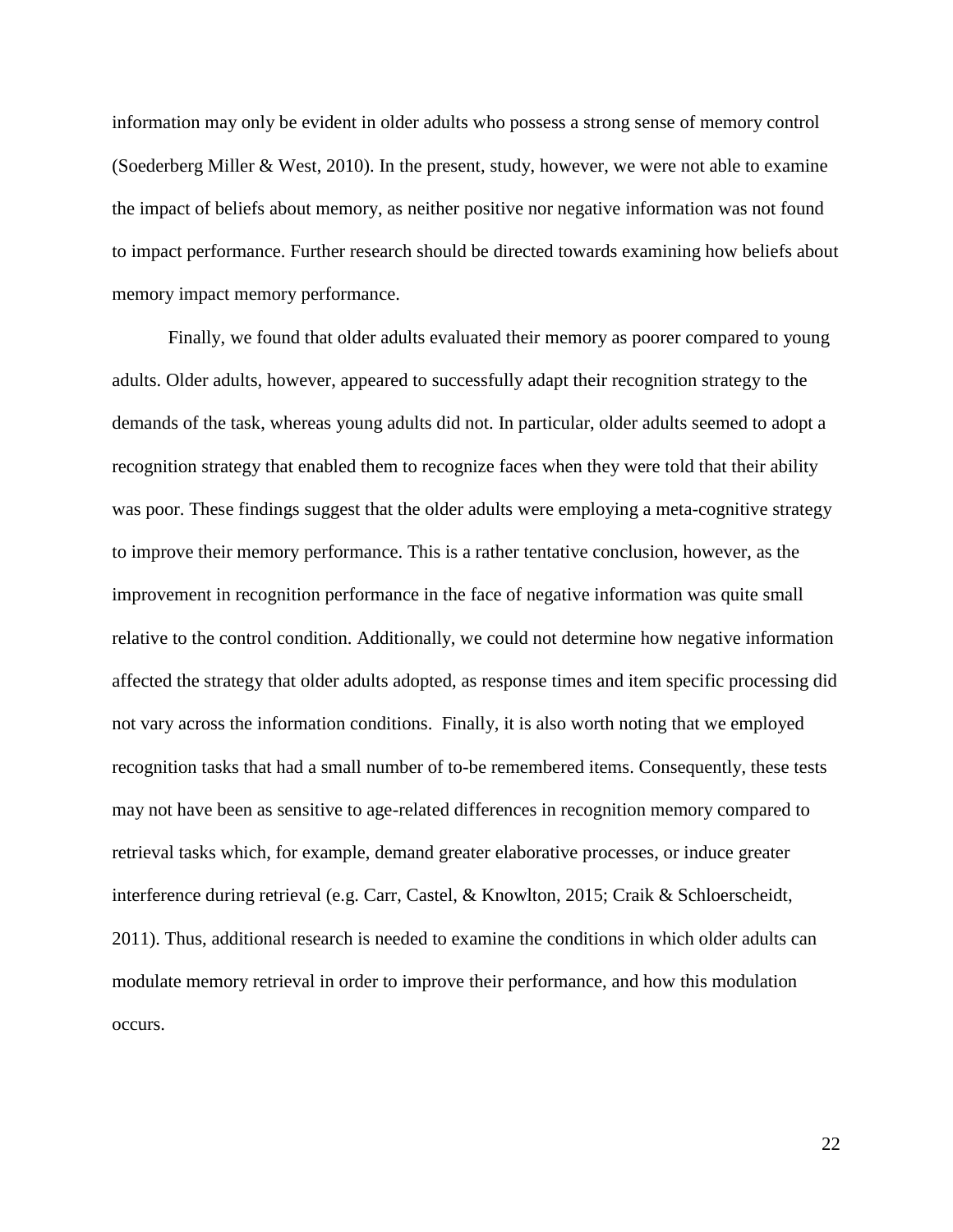information may only be evident in older adults who possess a strong sense of memory control (Soederberg Miller & West, 2010). In the present, study, however, we were not able to examine the impact of beliefs about memory, as neither positive nor negative information was not found to impact performance. Further research should be directed towards examining how beliefs about memory impact memory performance.

Finally, we found that older adults evaluated their memory as poorer compared to young adults. Older adults, however, appeared to successfully adapt their recognition strategy to the demands of the task, whereas young adults did not. In particular, older adults seemed to adopt a recognition strategy that enabled them to recognize faces when they were told that their ability was poor. These findings suggest that the older adults were employing a meta-cognitive strategy to improve their memory performance. This is a rather tentative conclusion, however, as the improvement in recognition performance in the face of negative information was quite small relative to the control condition. Additionally, we could not determine how negative information affected the strategy that older adults adopted, as response times and item specific processing did not vary across the information conditions. Finally, it is also worth noting that we employed recognition tasks that had a small number of to-be remembered items. Consequently, these tests may not have been as sensitive to age-related differences in recognition memory compared to retrieval tasks which, for example, demand greater elaborative processes, or induce greater interference during retrieval (e.g. Carr, Castel, & Knowlton, 2015; Craik & Schloerscheidt, 2011). Thus, additional research is needed to examine the conditions in which older adults can modulate memory retrieval in order to improve their performance, and how this modulation occurs.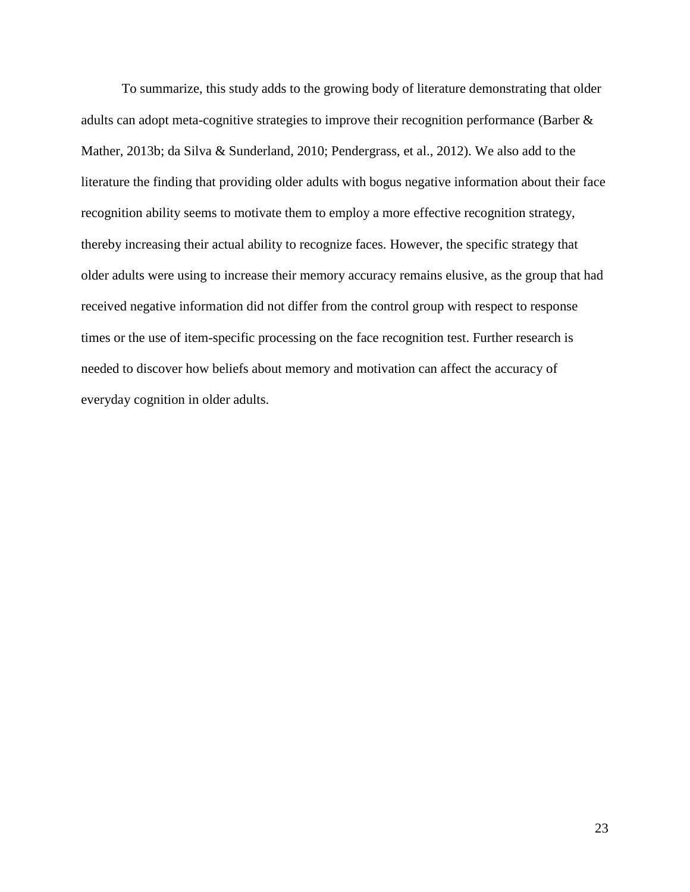To summarize, this study adds to the growing body of literature demonstrating that older adults can adopt meta-cognitive strategies to improve their recognition performance (Barber & Mather, 2013b; da Silva & Sunderland, 2010; Pendergrass, et al., 2012). We also add to the literature the finding that providing older adults with bogus negative information about their face recognition ability seems to motivate them to employ a more effective recognition strategy, thereby increasing their actual ability to recognize faces. However, the specific strategy that older adults were using to increase their memory accuracy remains elusive, as the group that had received negative information did not differ from the control group with respect to response times or the use of item-specific processing on the face recognition test. Further research is needed to discover how beliefs about memory and motivation can affect the accuracy of everyday cognition in older adults.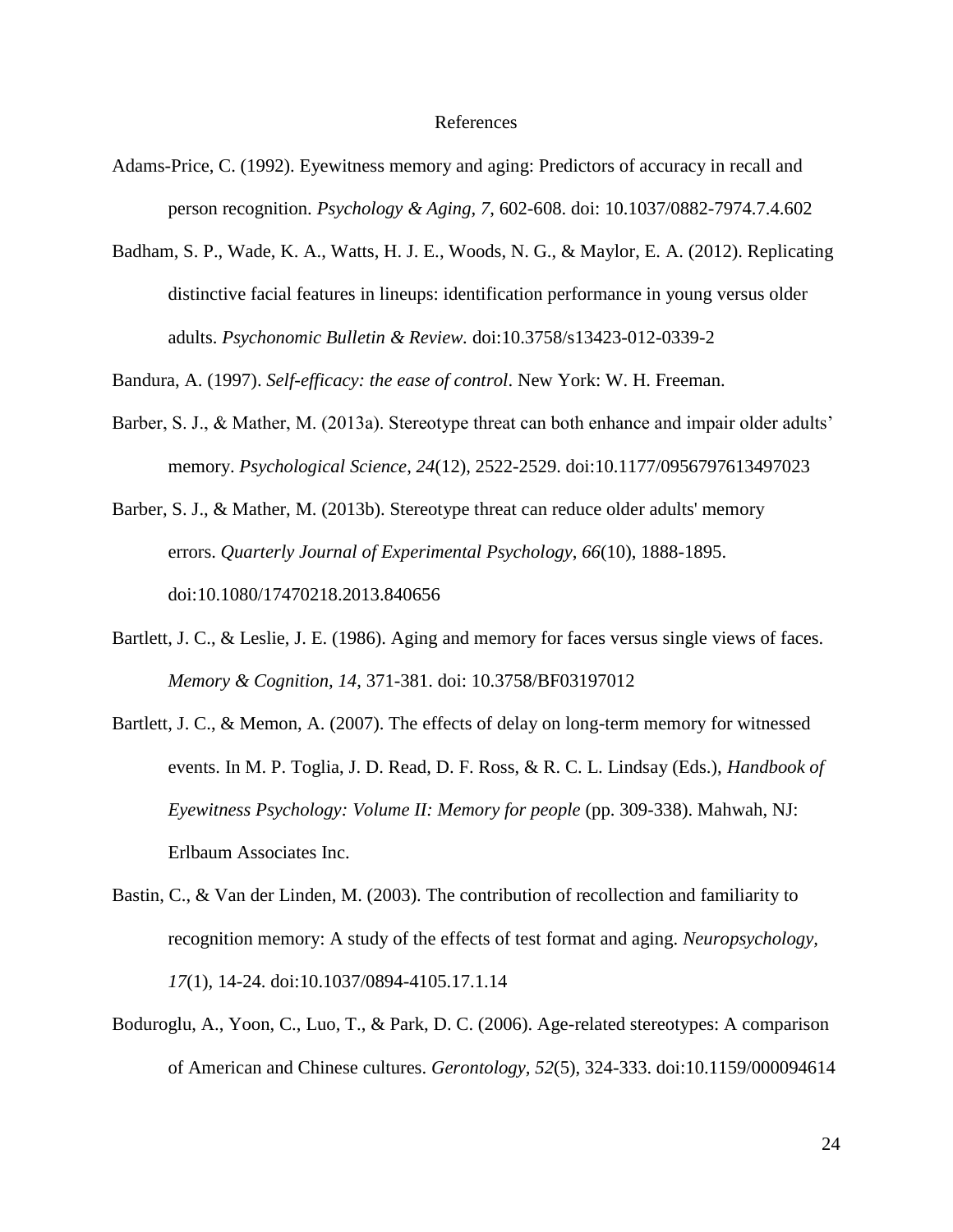# References

Adams-Price, C. (1992). Eyewitness memory and aging: Predictors of accuracy in recall and person recognition. *Psychology & Aging, 7*, 602-608. doi: 10.1037/0882-7974.7.4.602

Badham, S. P., Wade, K. A., Watts, H. J. E., Woods, N. G., & Maylor, E. A. (2012). Replicating distinctive facial features in lineups: identification performance in young versus older adults. *Psychonomic Bulletin & Review.* doi:10.3758/s13423-012-0339-2

Bandura, A. (1997). *Self-efficacy: the ease of control*. New York: W. H. Freeman.

Barber, S. J., & Mather, M. (2013a). Stereotype threat can both enhance and impair older adults' memory. *Psychological Science*, *24*(12), 2522-2529. doi:10.1177/0956797613497023

Barber, S. J., & Mather, M. (2013b). Stereotype threat can reduce older adults' memory errors. *Quarterly Journal of Experimental Psychology*, *66*(10), 1888-1895. doi:10.1080/17470218.2013.840656

Bartlett, J. C., & Leslie, J. E. (1986). Aging and memory for faces versus single views of faces. *Memory & Cognition, 14*, 371-381. doi: 10.3758/BF03197012

Bartlett, J. C., & Memon, A. (2007). The effects of delay on long-term memory for witnessed events. In M. P. Toglia, J. D. Read, D. F. Ross, & R. C. L. Lindsay (Eds.), *Handbook of Eyewitness Psychology: Volume II: Memory for people* (pp. 309-338). Mahwah, NJ: Erlbaum Associates Inc.

Bastin, C., & Van der Linden, M. (2003). The contribution of recollection and familiarity to recognition memory: A study of the effects of test format and aging. *Neuropsychology, 17*(1), 14-24. doi:10.1037/0894-4105.17.1.14

Boduroglu, A., Yoon, C., Luo, T., & Park, D. C. (2006). Age-related stereotypes: A comparison of American and Chinese cultures. *Gerontology*, *52*(5), 324-333. doi:10.1159/000094614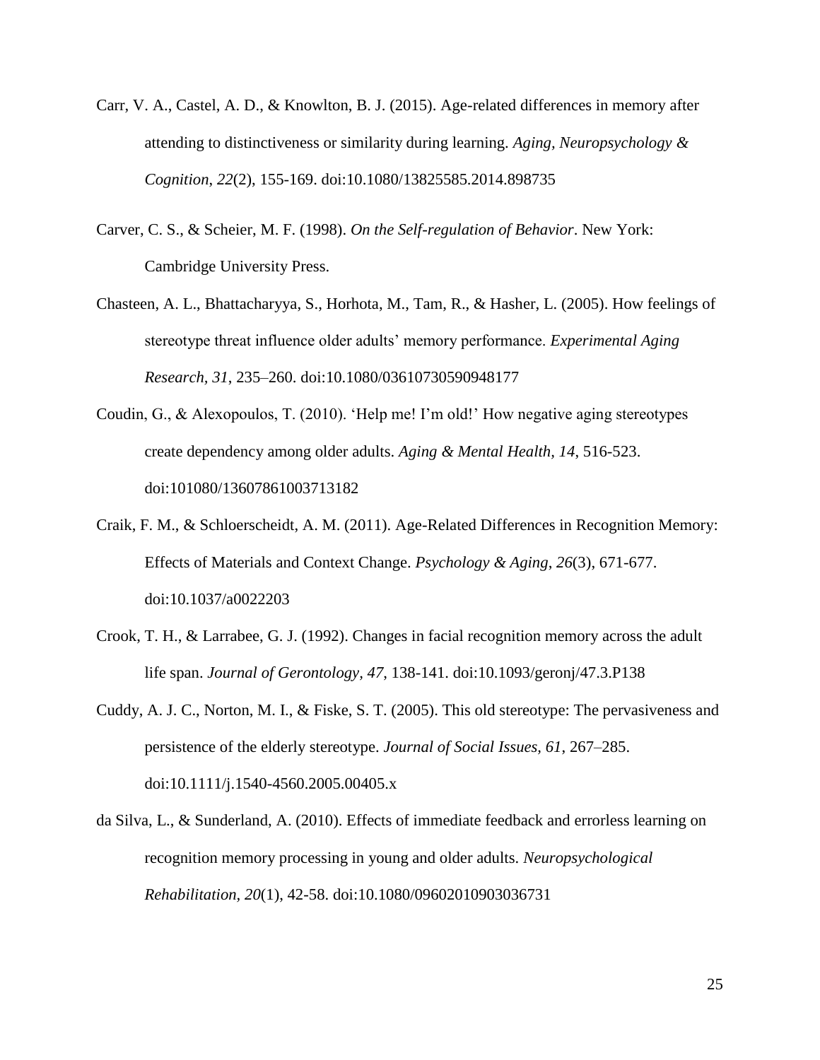Carr, V. A., Castel, A. D., & Knowlton, B. J. (2015). Age-related differences in memory after attending to distinctiveness or similarity during learning. *Aging, Neuropsychology & Cognition*, *22*(2), 155-169. doi:10.1080/13825585.2014.898735

Carver, C. S., & Scheier, M. F. (1998). *On the Self-regulation of Behavior*. New York: Cambridge University Press.

Chasteen, A. L., Bhattacharyya, S., Horhota, M., Tam, R., & Hasher, L. (2005). How feelings of stereotype threat influence older adults' memory performance. *Experimental Aging Research, 31*, 235–260. doi:10.1080/03610730590948177

Coudin, G., & Alexopoulos, T. (2010). 'Help me! I'm old!' How negative aging stereotypes create dependency among older adults. *Aging & Mental Health*, *14*, 516-523. doi:101080/13607861003713182

Craik, F. M., & Schloerscheidt, A. M. (2011). Age-Related Differences in Recognition Memory: Effects of Materials and Context Change. *Psychology & Aging*, *26*(3), 671-677. doi:10.1037/a0022203

Crook, T. H., & Larrabee, G. J. (1992). Changes in facial recognition memory across the adult life span. *Journal of Gerontology, 47*, 138-141. doi:10.1093/geronj/47.3.P138

Cuddy, A. J. C., Norton, M. I., & Fiske, S. T. (2005). This old stereotype: The pervasiveness and persistence of the elderly stereotype. *Journal of Social Issues, 61*, 267–285. doi:10.1111/j.1540-4560.2005.00405.x

da Silva, L., & Sunderland, A. (2010). Effects of immediate feedback and errorless learning on recognition memory processing in young and older adults. *Neuropsychological Rehabilitation*, *20*(1), 42-58. doi:10.1080/09602010903036731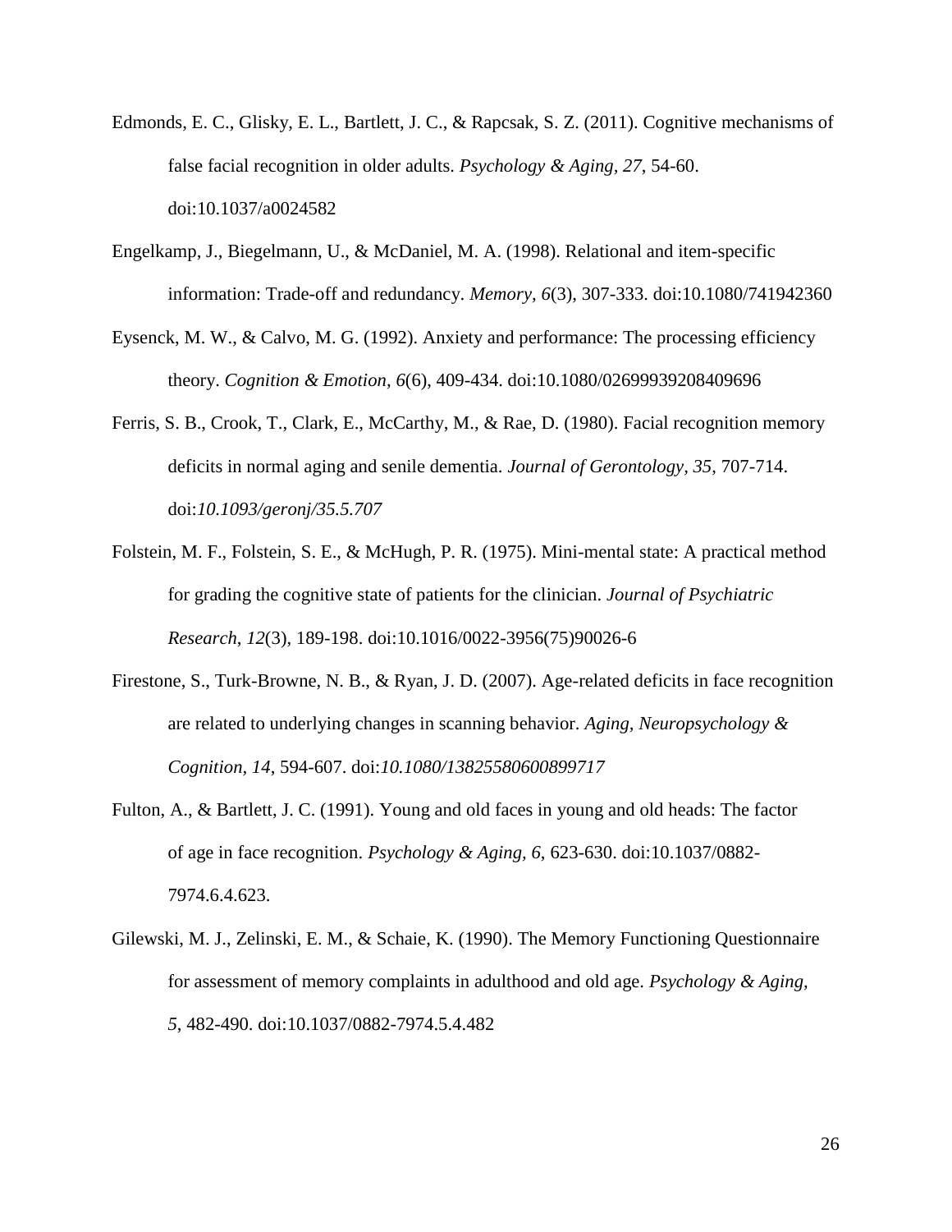Edmonds, E. C., Glisky, E. L., Bartlett, J. C., & Rapcsak, S. Z. (2011). Cognitive mechanisms of false facial recognition in older adults. *Psychology & Aging, 27*, 54-60. doi:10.1037/a0024582

Engelkamp, J., Biegelmann, U., & McDaniel, M. A. (1998). Relational and item-specific information: Trade-off and redundancy. *Memory, 6*(3), 307-333. doi:10.1080/741942360

Eysenck, M. W., & Calvo, M. G. (1992). Anxiety and performance: The processing efficiency theory. *Cognition & Emotion*, *6*(6), 409-434. doi:10.1080/02699939208409696

Ferris, S. B., Crook, T., Clark, E., McCarthy, M., & Rae, D. (1980). Facial recognition memory deficits in normal aging and senile dementia. *Journal of Gerontology, 35*, 707-714. doi:*10.1093/geronj/35.5.707*

Folstein, M. F., Folstein, S. E., & McHugh, P. R. (1975). Mini-mental state: A practical method for grading the cognitive state of patients for the clinician. *Journal of Psychiatric Research*, *12*(3), 189-198. doi:10.1016/0022-3956(75)90026-6

Firestone, S., Turk-Browne, N. B., & Ryan, J. D. (2007). Age-related deficits in face recognition are related to underlying changes in scanning behavior. *Aging, Neuropsychology & Cognition*, *14*, 594-607. doi:*10.1080/13825580600899717*

Fulton, A., & Bartlett, J. C. (1991). Young and old faces in young and old heads: The factor of age in face recognition. *Psychology & Aging, 6*, 623-630. doi:10.1037/0882-7974.6.4.623.

Gilewski, M. J., Zelinski, E. M., & Schaie, K. (1990). The Memory Functioning Questionnaire for assessment of memory complaints in adulthood and old age. *Psychology & Aging, 5*, 482-490. doi:10.1037/0882-7974.5.4.482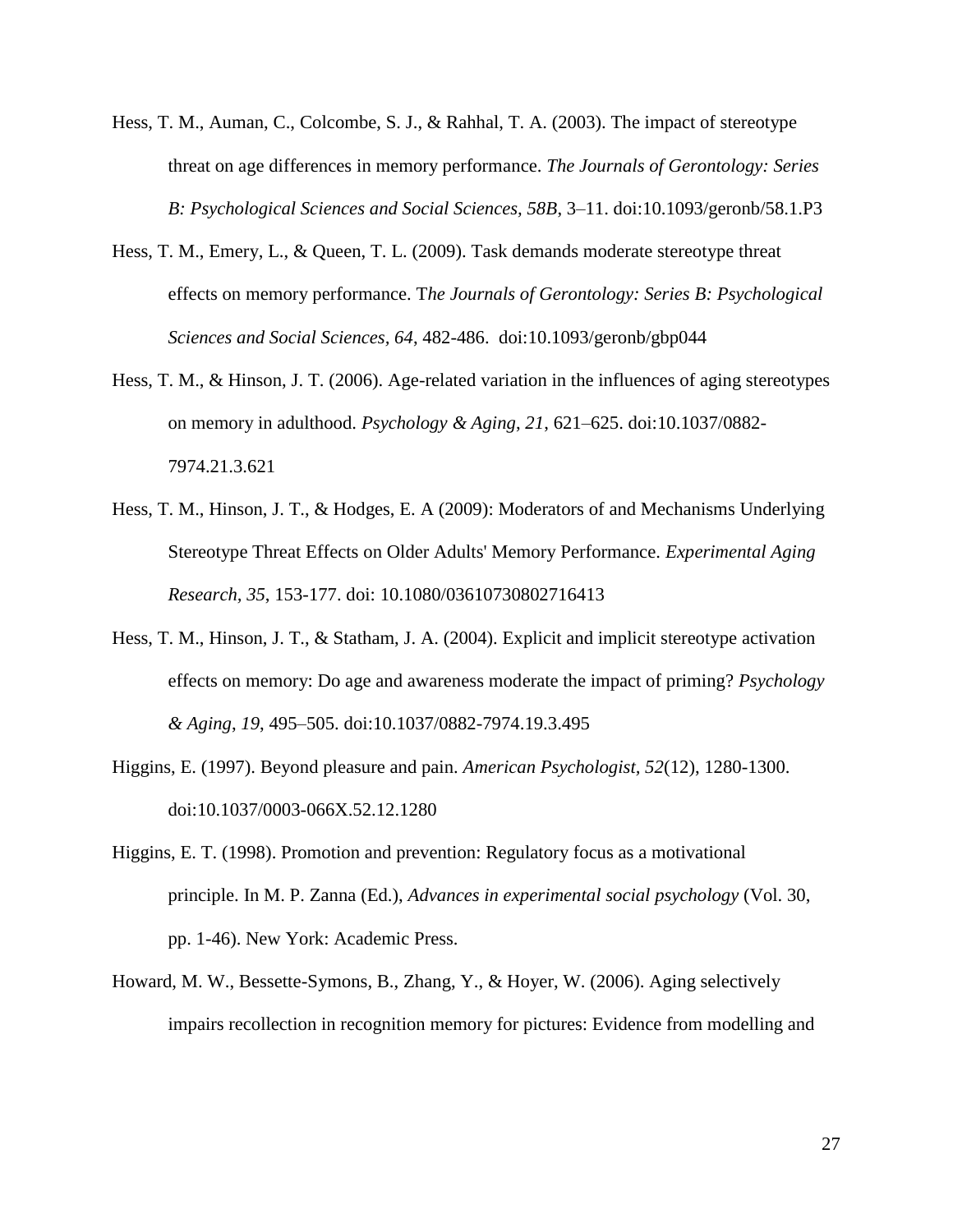Hess, T. M., Auman, C., Colcombe, S. J., & Rahhal, T. A. (2003). The impact of stereotype threat on age differences in memory performance. *The Journals of Gerontology: Series B: Psychological Sciences and Social Sciences, 58B*, 3–11. doi:10.1093/geronb/58.1.P3

Hess, T. M., Emery, L., & Queen, T. L. (2009). Task demands moderate stereotype threat effects on memory performance. T*he Journals of Gerontology: Series B: Psychological Sciences and Social Sciences, 64*, 482-486. doi:10.1093/geronb/gbp044

Hess, T. M., & Hinson, J. T. (2006). Age-related variation in the influences of aging stereotypes on memory in adulthood. *Psychology & Aging*, *21*, 621–625. doi:10.1037/0882-7974.21.3.621

Hess, T. M., Hinson, J. T., & Hodges, E. A (2009): Moderators of and Mechanisms Underlying Stereotype Threat Effects on Older Adults' Memory Performance. *Experimental Aging Research, 35*, 153-177. doi: 10.1080/03610730802716413

Hess, T. M., Hinson, J. T., & Statham, J. A. (2004). Explicit and implicit stereotype activation effects on memory: Do age and awareness moderate the impact of priming? *Psychology & Aging*, *19*, 495–505. doi:10.1037/0882-7974.19.3.495

Higgins, E. (1997). Beyond pleasure and pain. *American Psychologist, 52*(12), 1280-1300. doi:10.1037/0003-066X.52.12.1280

Higgins, E. T. (1998). Promotion and prevention: Regulatory focus as a motivational principle. In M. P. Zanna (Ed.), *Advances in experimental social psychology* (Vol. 30, pp. 1-46). New York: Academic Press.

Howard, M. W., Bessette-Symons, B., Zhang, Y., & Hoyer, W. (2006). Aging selectively impairs recollection in recognition memory for pictures: Evidence from modelling and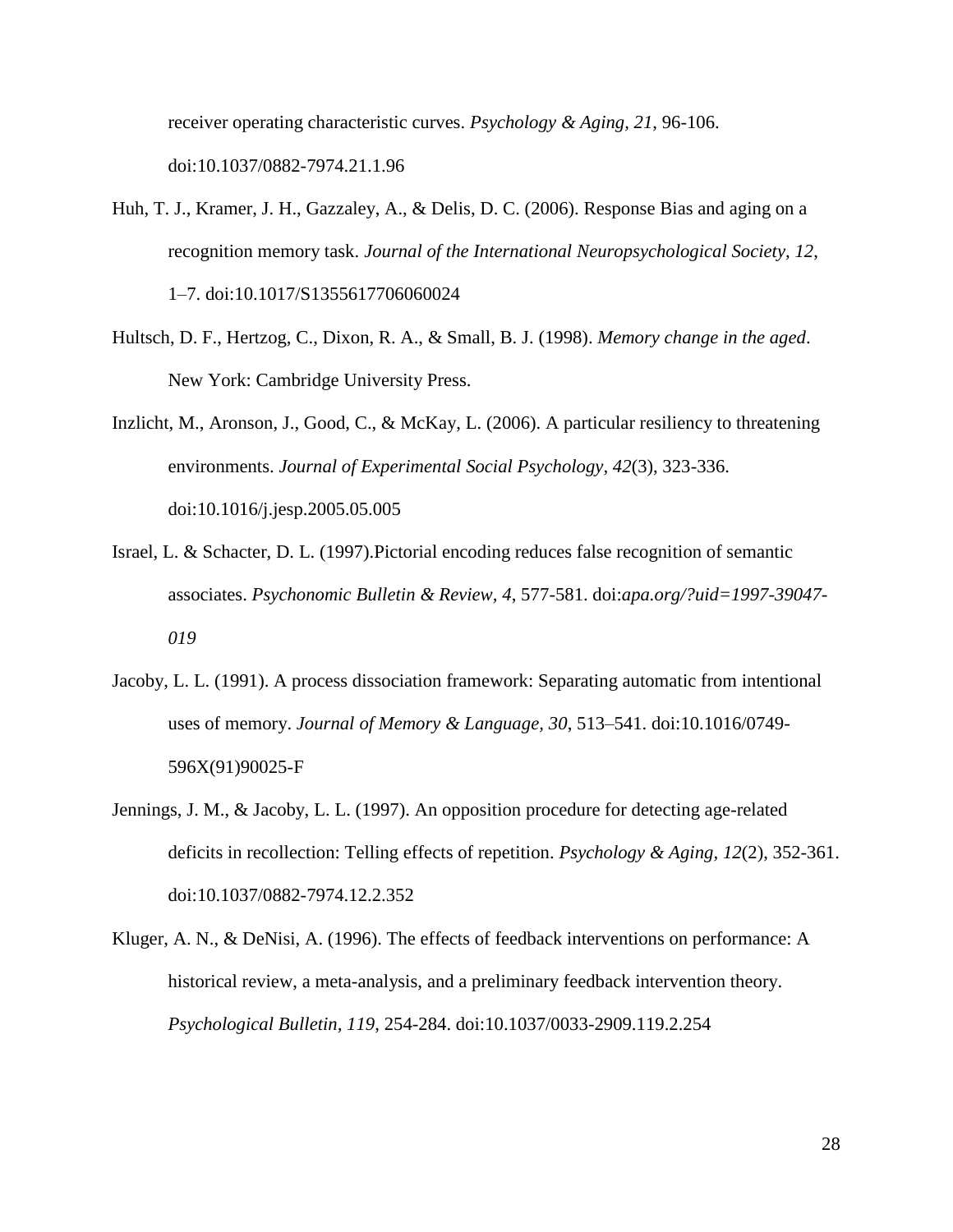receiver operating characteristic curves. *Psychology & Aging, 21*, 96-106. doi:10.1037/0882-7974.21.1.96

Huh, T. J., Kramer, J. H., Gazzaley, A., & Delis, D. C. (2006). Response Bias and aging on a recognition memory task. *Journal of the International Neuropsychological Society, 12*, 1–7. doi:10.1017/S1355617706060024

Hultsch, D. F., Hertzog, C., Dixon, R. A., & Small, B. J. (1998). *Memory change in the aged*. New York: Cambridge University Press.

Inzlicht, M., Aronson, J., Good, C., & McKay, L. (2006). A particular resiliency to threatening environments. *Journal of Experimental Social Psychology, 42*(3), 323-336. doi:10.1016/j.jesp.2005.05.005

Israel, L. & Schacter, D. L. (1997).Pictorial encoding reduces false recognition of semantic associates. *Psychonomic Bulletin & Review, 4*, 577-581. doi:*apa.org/?uid=1997-39047-019*

Jacoby, L. L. (1991). A process dissociation framework: Separating automatic from intentional uses of memory. *Journal of Memory & Language, 30*, 513–541. doi:10.1016/0749-596X(91)90025-F

Jennings, J. M., & Jacoby, L. L. (1997). An opposition procedure for detecting age-related deficits in recollection: Telling effects of repetition. *Psychology & Aging, 12*(2), 352-361. doi:10.1037/0882-7974.12.2.352

Kluger, A. N., & DeNisi, A. (1996). The effects of feedback interventions on performance: A historical review, a meta-analysis, and a preliminary feedback intervention theory. *Psychological Bulletin, 119*, 254-284. doi:10.1037/0033-2909.119.2.254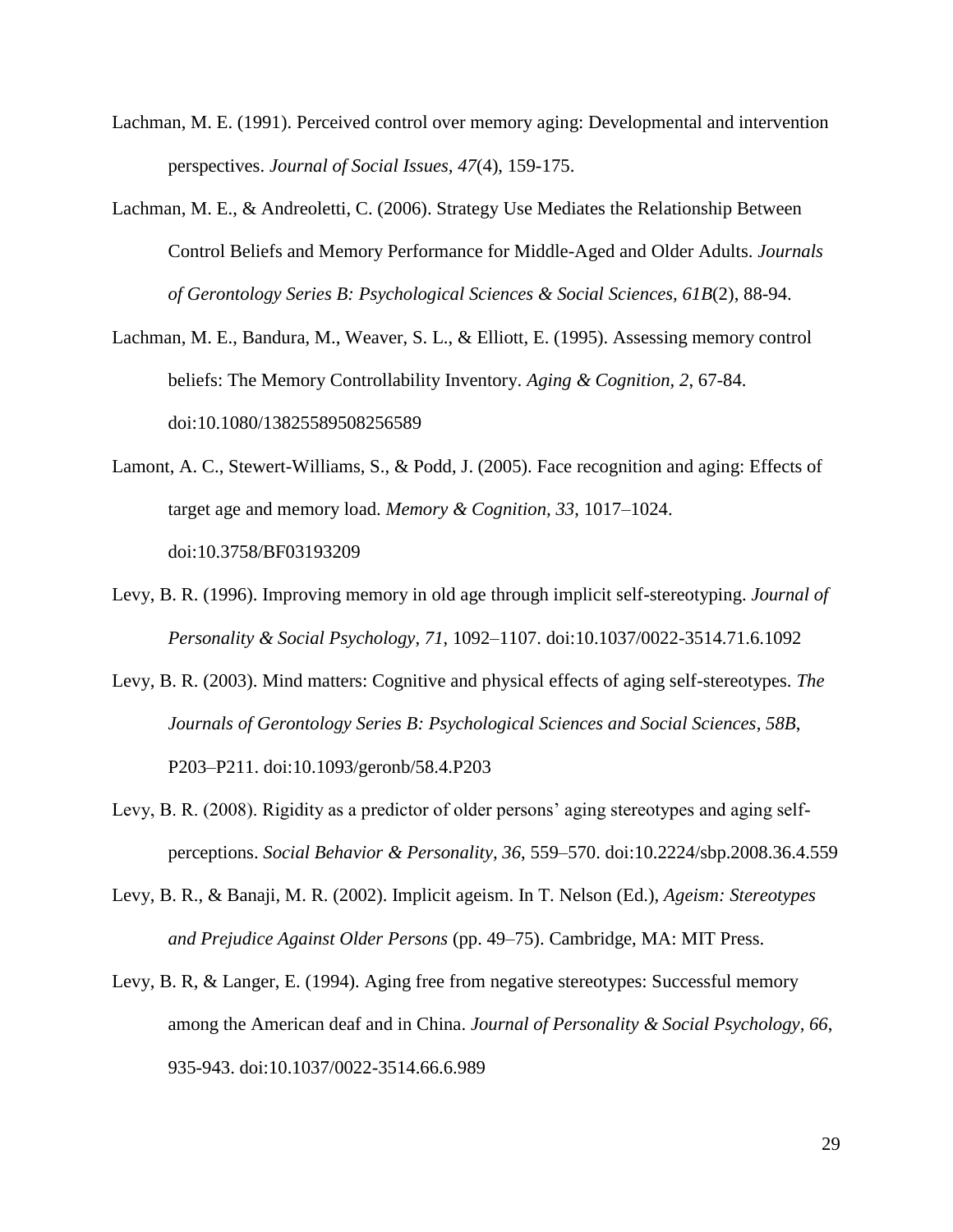Lachman, M. E. (1991). Perceived control over memory aging: Developmental and intervention perspectives. *Journal of Social Issues*, *47*(4), 159-175.

Lachman, M. E., & Andreoletti, C. (2006). Strategy Use Mediates the Relationship Between Control Beliefs and Memory Performance for Middle-Aged and Older Adults. *Journals of Gerontology Series B: Psychological Sciences & Social Sciences, 61B*(2), 88-94.

Lachman, M. E., Bandura, M., Weaver, S. L., & Elliott, E. (1995). Assessing memory control beliefs: The Memory Controllability Inventory. *Aging & Cognition, 2*, 67-84. doi:10.1080/13825589508256589

Lamont, A. C., Stewert-Williams, S., & Podd, J. (2005). Face recognition and aging: Effects of target age and memory load. *Memory & Cognition, 33*, 1017–1024. doi:10.3758/BF03193209

Levy, B. R. (1996). Improving memory in old age through implicit self-stereotyping. *Journal of Personality & Social Psychology*, *71*, 1092–1107. doi:10.1037/0022-3514.71.6.1092

Levy, B. R. (2003). Mind matters: Cognitive and physical effects of aging self-stereotypes. *The Journals of Gerontology Series B: Psychological Sciences and Social Sciences*, *58B*, P203–P211. doi:10.1093/geronb/58.4.P203

Levy, B. R. (2008). Rigidity as a predictor of older persons' aging stereotypes and aging self-perceptions. *Social Behavior & Personality, 36*, 559–570. doi:10.2224/sbp.2008.36.4.559

Levy, B. R., & Banaji, M. R. (2002). Implicit ageism. In T. Nelson (Ed.), *Ageism: Stereotypes and Prejudice Against Older Persons* (pp. 49–75). Cambridge, MA: MIT Press.

Levy, B. R, & Langer, E. (1994). Aging free from negative stereotypes: Successful memory among the American deaf and in China. *Journal of Personality & Social Psychology, 66*, 935-943. doi:10.1037/0022-3514.66.6.989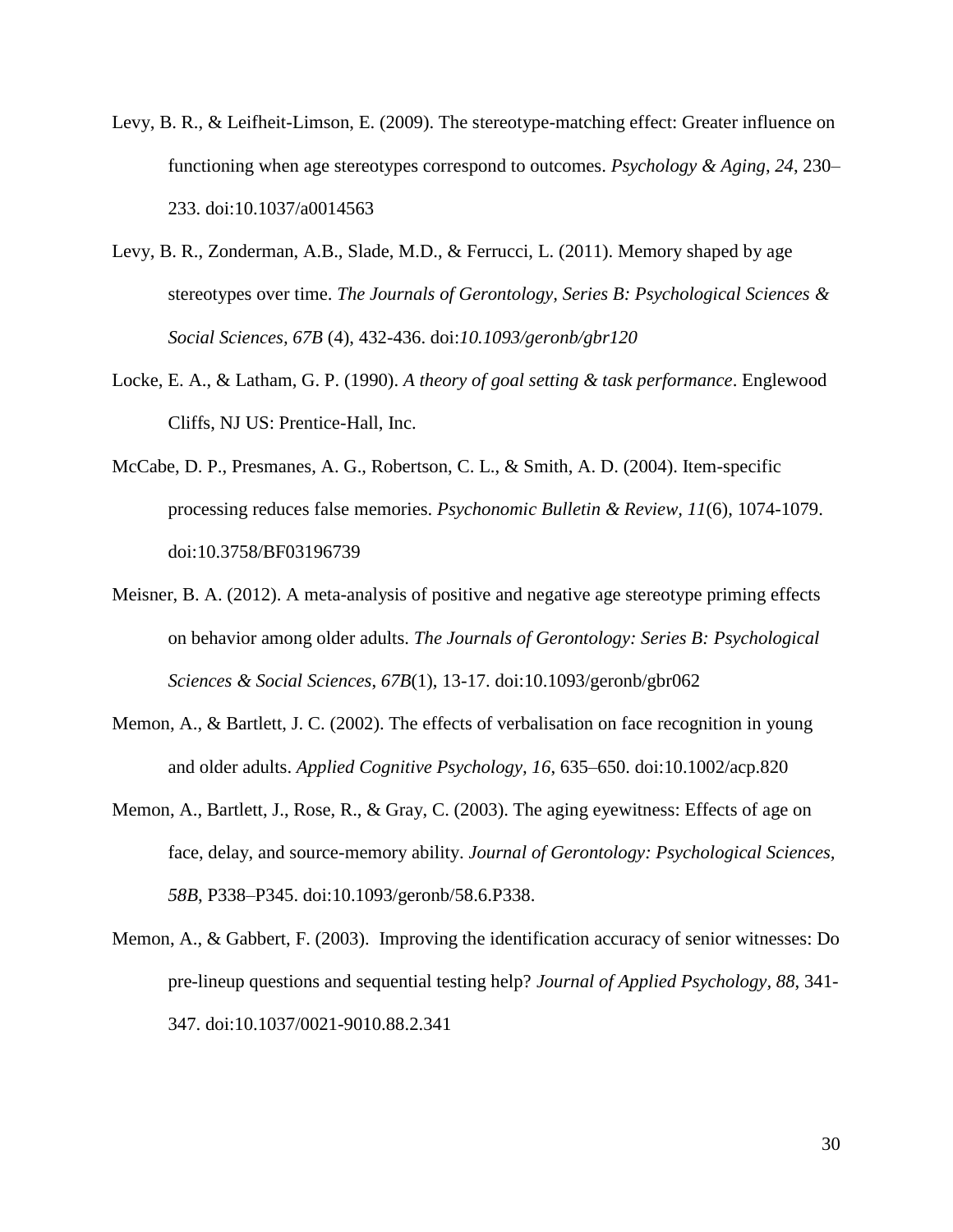Levy, B. R., & Leifheit-Limson, E. (2009). The stereotype-matching effect: Greater influence on functioning when age stereotypes correspond to outcomes. *Psychology & Aging*, *24*, 230–233. doi:10.1037/a0014563

Levy, B. R., Zonderman, A.B., Slade, M.D., & Ferrucci, L. (2011). Memory shaped by age stereotypes over time. *The Journals of Gerontology, Series B: Psychological Sciences & Social Sciences, 67B* (4), 432-436. doi:*10.1093/geronb/gbr120*

Locke, E. A., & Latham, G. P. (1990). *A theory of goal setting & task performance*. Englewood Cliffs, NJ US: Prentice-Hall, Inc.

McCabe, D. P., Presmanes, A. G., Robertson, C. L., & Smith, A. D. (2004). Item-specific processing reduces false memories. *Psychonomic Bulletin & Review*, *11*(6), 1074-1079. doi:10.3758/BF03196739

Meisner, B. A. (2012). A meta-analysis of positive and negative age stereotype priming effects on behavior among older adults. *The Journals of Gerontology: Series B: Psychological Sciences & Social Sciences*, *67B*(1), 13-17. doi:10.1093/geronb/gbr062

Memon, A., & Bartlett, J. C. (2002). The effects of verbalisation on face recognition in young and older adults. *Applied Cognitive Psychology, 16*, 635–650. doi:10.1002/acp.820

Memon, A., Bartlett, J., Rose, R., & Gray, C. (2003). The aging eyewitness: Effects of age on face, delay, and source-memory ability. *Journal of Gerontology: Psychological Sciences*, *58B*, P338–P345. doi:10.1093/geronb/58.6.P338.

Memon, A., & Gabbert, F. (2003). Improving the identification accuracy of senior witnesses: Do pre-lineup questions and sequential testing help? *Journal of Applied Psychology*, *88*, 341-347. doi:10.1037/0021-9010.88.2.341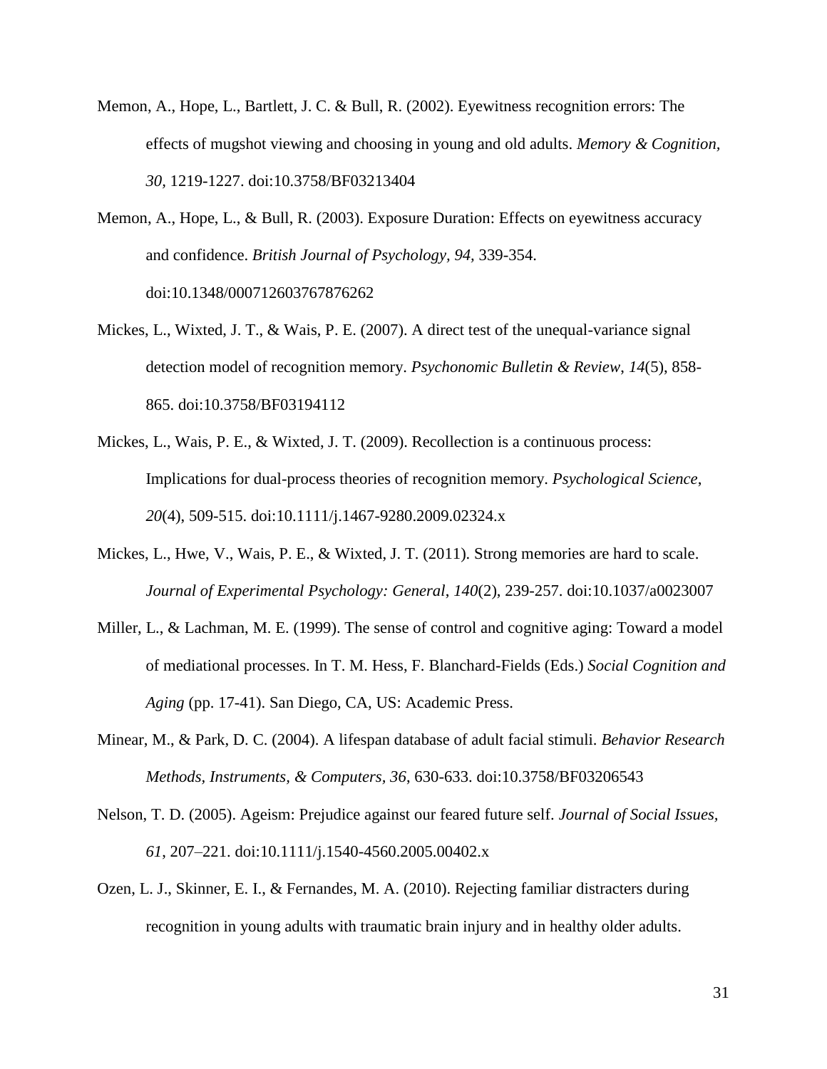Memon, A., Hope, L., Bartlett, J. C. & Bull, R. (2002). Eyewitness recognition errors: The effects of mugshot viewing and choosing in young and old adults. *Memory & Cognition, 30,* 1219-1227. doi:10.3758/BF03213404

Memon, A., Hope, L., & Bull, R. (2003). Exposure Duration: Effects on eyewitness accuracy and confidence. *British Journal of Psychology, 94,* 339-354. doi:10.1348/000712603767876262

Mickes, L., Wixted, J. T., & Wais, P. E. (2007). A direct test of the unequal-variance signal detection model of recognition memory. *Psychonomic Bulletin & Review*, *14*(5), 858-865. doi:10.3758/BF03194112

Mickes, L., Wais, P. E., & Wixted, J. T. (2009). Recollection is a continuous process: Implications for dual-process theories of recognition memory. *Psychological Science*, *20*(4), 509-515. doi:10.1111/j.1467-9280.2009.02324.x

Mickes, L., Hwe, V., Wais, P. E., & Wixted, J. T. (2011). Strong memories are hard to scale. *Journal of Experimental Psychology: General*, *140*(2), 239-257. doi:10.1037/a0023007

Miller, L., & Lachman, M. E. (1999). The sense of control and cognitive aging: Toward a model of mediational processes. In T. M. Hess, F. Blanchard-Fields (Eds.) *Social Cognition and Aging* (pp. 17-41). San Diego, CA, US: Academic Press.

Minear, M., & Park, D. C. (2004). A lifespan database of adult facial stimuli. *Behavior Research Methods, Instruments, & Computers, 36*, 630-633. doi:10.3758/BF03206543

Nelson, T. D. (2005). Ageism: Prejudice against our feared future self. *Journal of Social Issues, 61*, 207–221. doi:10.1111/j.1540-4560.2005.00402.x

Ozen, L. J., Skinner, E. I., & Fernandes, M. A. (2010). Rejecting familiar distracters during recognition in young adults with traumatic brain injury and in healthy older adults.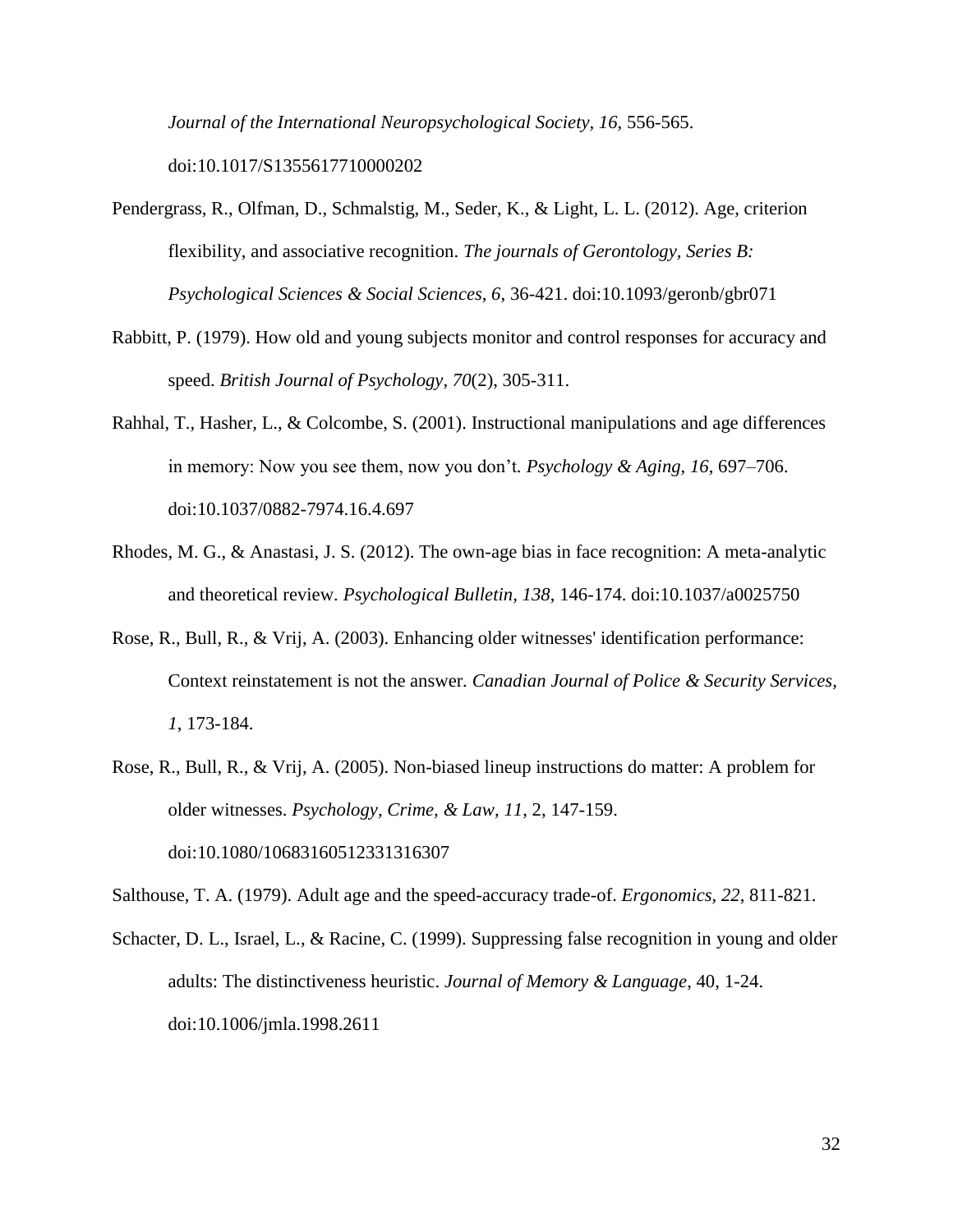*Journal of the International Neuropsychological Society, 16*, 556-565. doi:10.1017/S1355617710000202

Pendergrass, R., Olfman, D., Schmalstig, M., Seder, K., & Light, L. L. (2012). Age, criterion flexibility, and associative recognition. *The journals of Gerontology, Series B: Psychological Sciences & Social Sciences, 6*, 36-421. doi:10.1093/geronb/gbr071

Rabbitt, P. (1979). How old and young subjects monitor and control responses for accuracy and speed. *British Journal of Psychology, 70*(2), 305-311.

Rahhal, T., Hasher, L., & Colcombe, S. (2001). Instructional manipulations and age differences in memory: Now you see them, now you don't. *Psychology & Aging, 16*, 697–706. doi:10.1037/0882-7974.16.4.697

Rhodes, M. G., & Anastasi, J. S. (2012). The own-age bias in face recognition: A meta-analytic and theoretical review. *Psychological Bulletin, 138*, 146-174. doi:10.1037/a0025750

Rose, R., Bull, R., & Vrij, A. (2003). Enhancing older witnesses' identification performance: Context reinstatement is not the answer. *Canadian Journal of Police & Security Services, 1*, 173-184.

Rose, R., Bull, R., & Vrij, A. (2005). Non-biased lineup instructions do matter: A problem for older witnesses. *Psychology, Crime, & Law, 11*, 2, 147-159. doi:10.1080/10683160512331316307

Salthouse, T. A. (1979). Adult age and the speed-accuracy trade-of. *Ergonomics, 22*, 811-821.

Schacter, D. L., Israel, L., & Racine, C. (1999). Suppressing false recognition in young and older adults: The distinctiveness heuristic. *Journal of Memory & Language*, 40, 1-24. doi:10.1006/jmla.1998.2611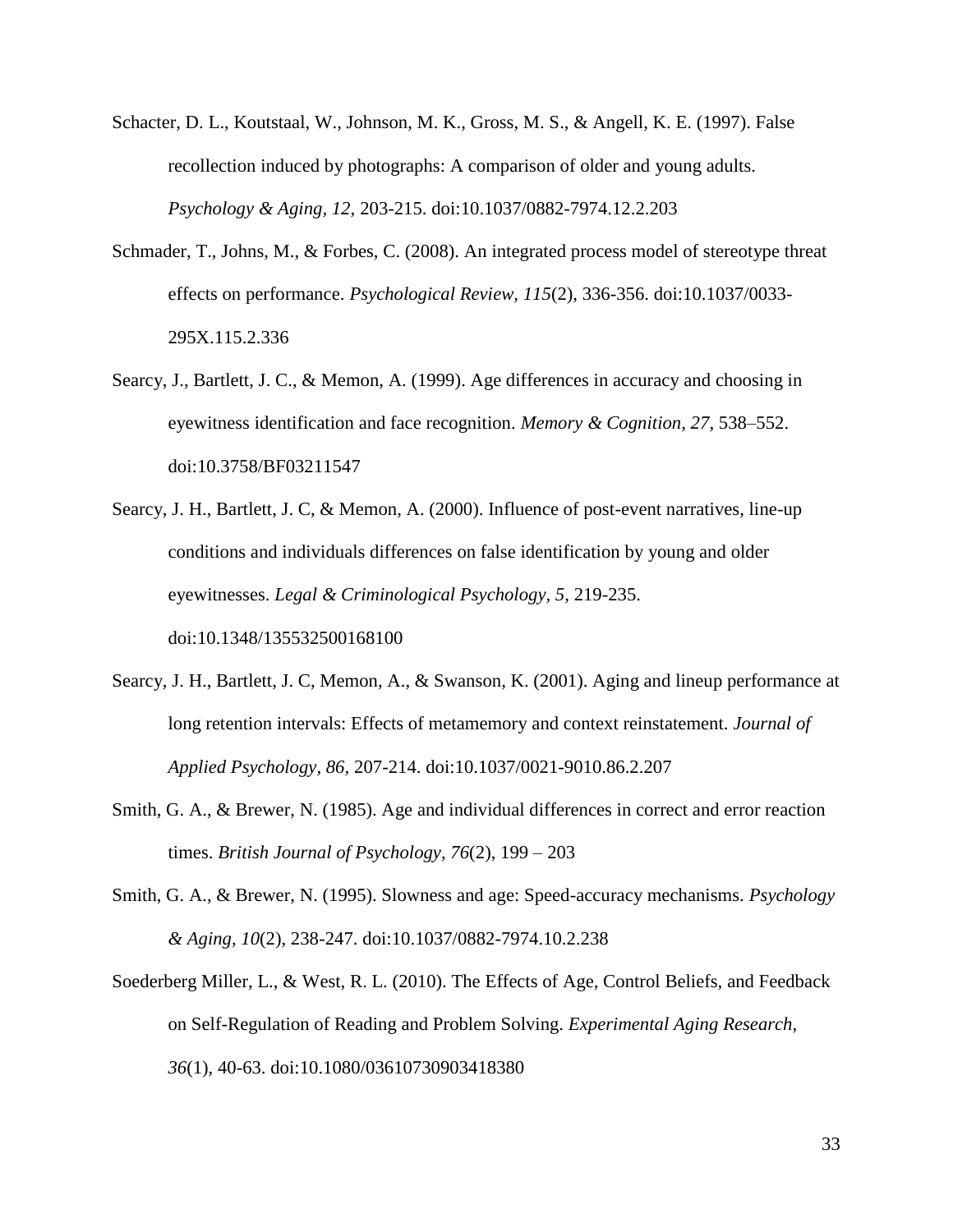Schacter, D. L., Koutstaal, W., Johnson, M. K., Gross, M. S., & Angell, K. E. (1997). False recollection induced by photographs: A comparison of older and young adults. *Psychology & Aging, 12*, 203-215. doi:10.1037/0882-7974.12.2.203

Schmader, T., Johns, M., & Forbes, C. (2008). An integrated process model of stereotype threat effects on performance. *Psychological Review, 115*(2), 336-356. doi:10.1037/0033-295X.115.2.336

Searcy, J., Bartlett, J. C., & Memon, A. (1999). Age differences in accuracy and choosing in eyewitness identification and face recognition. *Memory & Cognition, 27*, 538–552. doi:10.3758/BF03211547

Searcy, J. H., Bartlett, J. C, & Memon, A. (2000). Influence of post-event narratives, line-up conditions and individuals differences on false identification by young and older eyewitnesses. *Legal & Criminological Psychology, 5*, 219-235. doi:10.1348/135532500168100

Searcy, J. H., Bartlett, J. C, Memon, A., & Swanson, K. (2001). Aging and lineup performance at long retention intervals: Effects of metamemory and context reinstatement. *Journal of Applied Psychology, 86*, 207-214. doi:10.1037/0021-9010.86.2.207

Smith, G. A., & Brewer, N. (1985). Age and individual differences in correct and error reaction times. *British Journal of Psychology, 76*(2), 199 – 203

Smith, G. A., & Brewer, N. (1995). Slowness and age: Speed-accuracy mechanisms. *Psychology & Aging, 10*(2), 238-247. doi:10.1037/0882-7974.10.2.238

Soederberg Miller, L., & West, R. L. (2010). The Effects of Age, Control Beliefs, and Feedback on Self-Regulation of Reading and Problem Solving. *Experimental Aging Research, 36*(1), 40-63. doi:10.1080/03610730903418380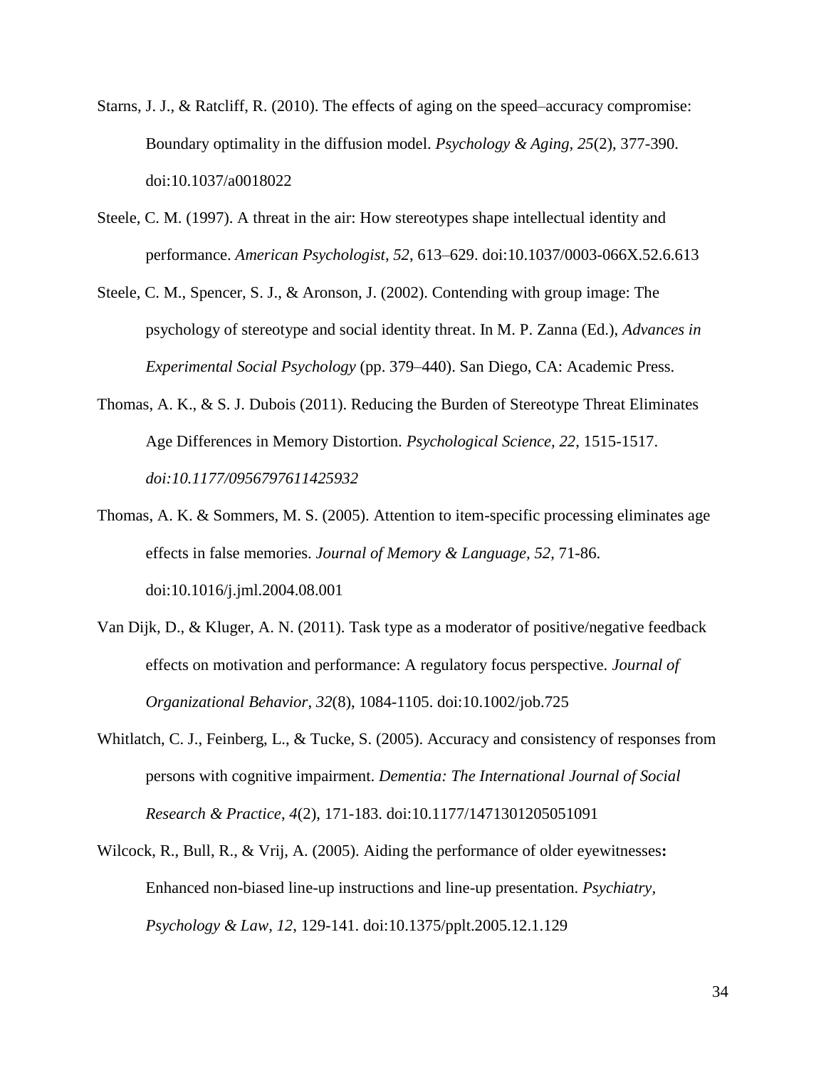Starns, J. J., & Ratcliff, R. (2010). The effects of aging on the speed–accuracy compromise: Boundary optimality in the diffusion model. *Psychology & Aging, 25*(2), 377-390. doi:10.1037/a0018022

Steele, C. M. (1997). A threat in the air: How stereotypes shape intellectual identity and performance. *American Psychologist*, *52*, 613–629. doi:10.1037/0003-066X.52.6.613

Steele, C. M., Spencer, S. J., & Aronson, J. (2002). Contending with group image: The psychology of stereotype and social identity threat. In M. P. Zanna (Ed.), *Advances in Experimental Social Psychology* (pp. 379–440). San Diego, CA: Academic Press.

Thomas, A. K., & S. J. Dubois (2011). Reducing the Burden of Stereotype Threat Eliminates Age Differences in Memory Distortion. *Psychological Science, 22*, 1515-1517. *doi:10.1177/0956797611425932*

Thomas, A. K. & Sommers, M. S. (2005). Attention to item-specific processing eliminates age effects in false memories. *Journal of Memory & Language, 52*, 71-86. doi:10.1016/j.jml.2004.08.001

Van Dijk, D., & Kluger, A. N. (2011). Task type as a moderator of positive/negative feedback effects on motivation and performance: A regulatory focus perspective. *Journal of Organizational Behavior*, *32*(8), 1084-1105. doi:10.1002/job.725

Whitlatch, C. J., Feinberg, L., & Tucke, S. (2005). Accuracy and consistency of responses from persons with cognitive impairment. *Dementia: The International Journal of Social Research & Practice*, *4*(2), 171-183. doi:10.1177/1471301205051091

Wilcock, R., Bull, R., & Vrij, A. (2005). Aiding the performance of older eyewitnesses**:** Enhanced non-biased line-up instructions and line-up presentation. *Psychiatry, Psychology & Law, 12*, 129-141. doi:10.1375/pplt.2005.12.1.129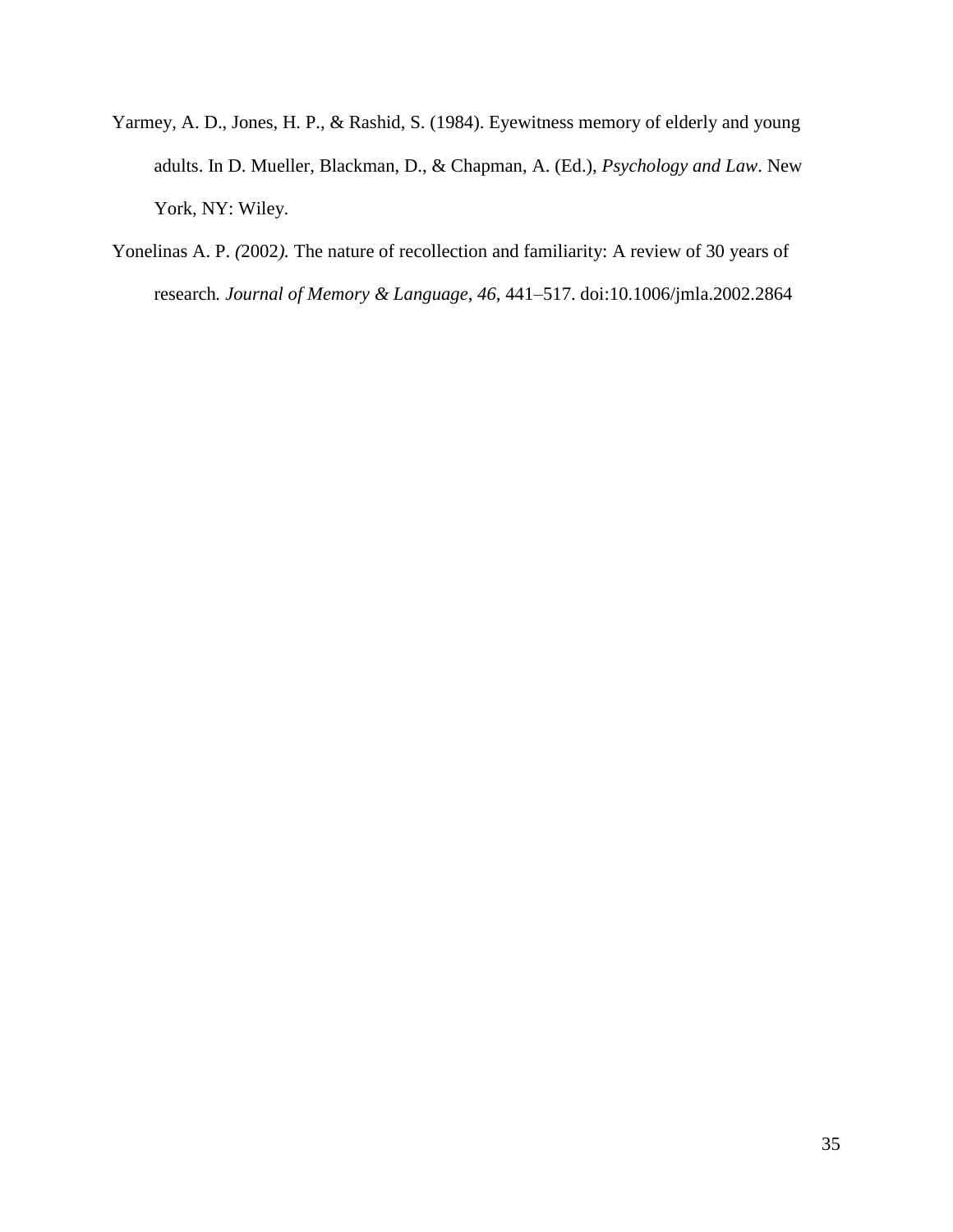Yarmey, A. D., Jones, H. P., & Rashid, S. (1984). Eyewitness memory of elderly and young adults. In D. Mueller, Blackman, D., & Chapman, A. (Ed.), *Psychology and Law*. New York, NY: Wiley.

Yonelinas A. P. *(*2002*).* The nature of recollection and familiarity: A review of 30 years of research*. Journal of Memory & Language*, *46,* 441–517. doi:10.1006/jmla.2002.2864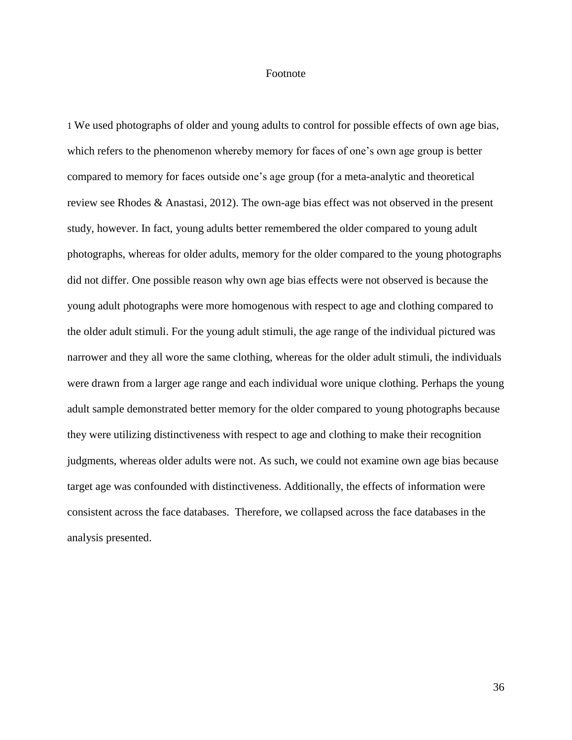# Footnote

[1] We used photographs of older and young adults to control for possible effects of own age bias, which refers to the phenomenon whereby memory for faces of one's own age group is better compared to memory for faces outside one's age group (for a meta-analytic and theoretical review see Rhodes & Anastasi, 2012). The own-age bias effect was not observed in the present study, however. In fact, young adults better remembered the older compared to young adult photographs, whereas for older adults, memory for the older compared to the young photographs did not differ. One possible reason why own age bias effects were not observed is because the young adult photographs were more homogenous with respect to age and clothing compared to the older adult stimuli. For the young adult stimuli, the age range of the individual pictured was narrower and they all wore the same clothing, whereas for the older adult stimuli, the individuals were drawn from a larger age range and each individual wore unique clothing. Perhaps the young adult sample demonstrated better memory for the older compared to young photographs because they were utilizing distinctiveness with respect to age and clothing to make their recognition judgments, whereas older adults were not. As such, we could not examine own age bias because target age was confounded with distinctiveness. Additionally, the effects of information were consistent across the face databases. Therefore, we collapsed across the face databases in the analysis presented.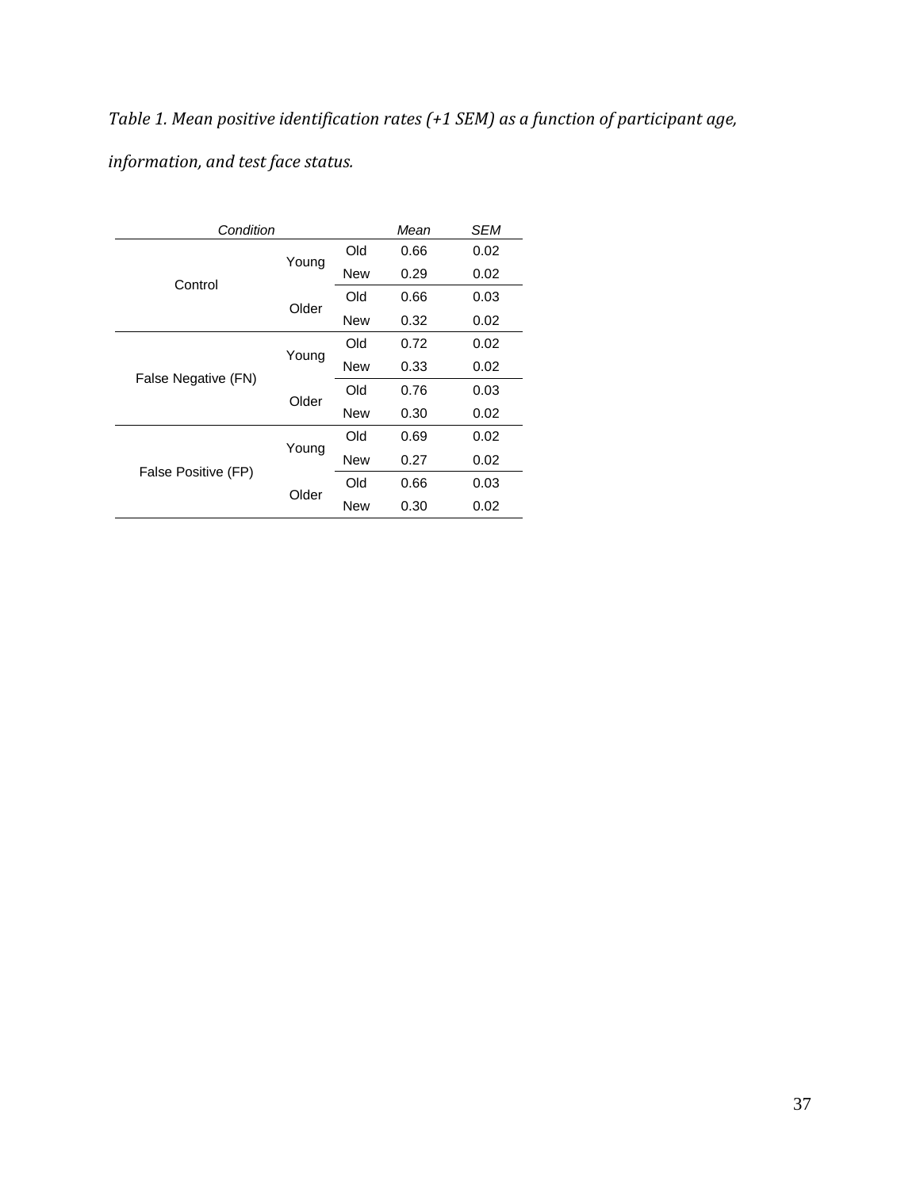*Table 1. Mean positive identification rates (+1 SEM) as a function of participant age, information, and test face status.*

| *Condition* | | | *Mean* | *SEM* |
|---|---|---|---|---|
| Control | Young | Old | 0.66 | 0.02 |
| | | New | 0.29 | 0.02 |
| | Older | Old | 0.66 | 0.03 |
| | | New | 0.32 | 0.02 |
| False Negative (FN) | Young | Old | 0.72 | 0.02 |
| | | New | 0.33 | 0.02 |
| | Older | Old | 0.76 | 0.03 |
| | | New | 0.30 | 0.02 |
| False Positive (FP) | Young | Old | 0.69 | 0.02 |
| | | New | 0.27 | 0.02 |
| | Older | Old | 0.66 | 0.03 |
| | | New | 0.30 | 0.02 |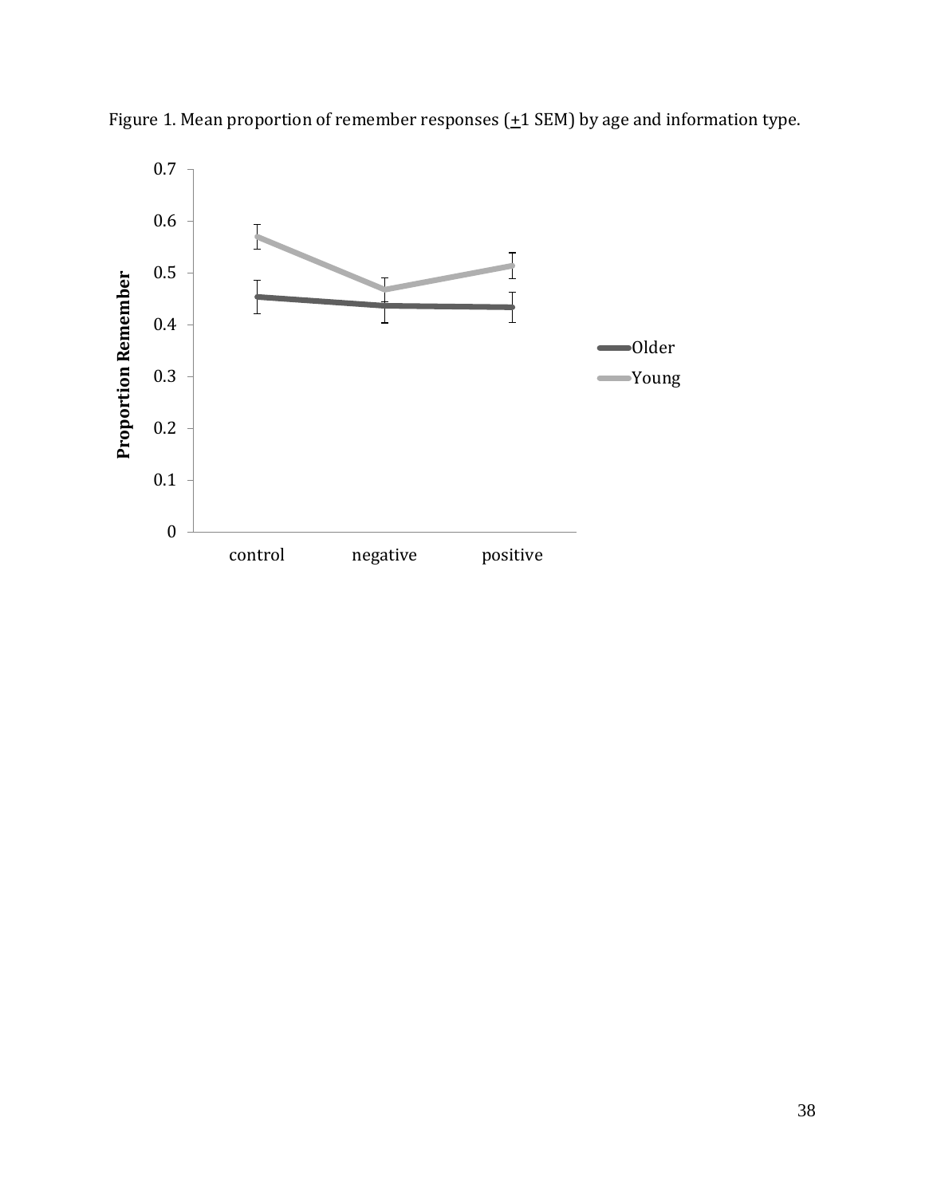Figure 1. Mean proportion of remember responses (±1 SEM) by age and information type.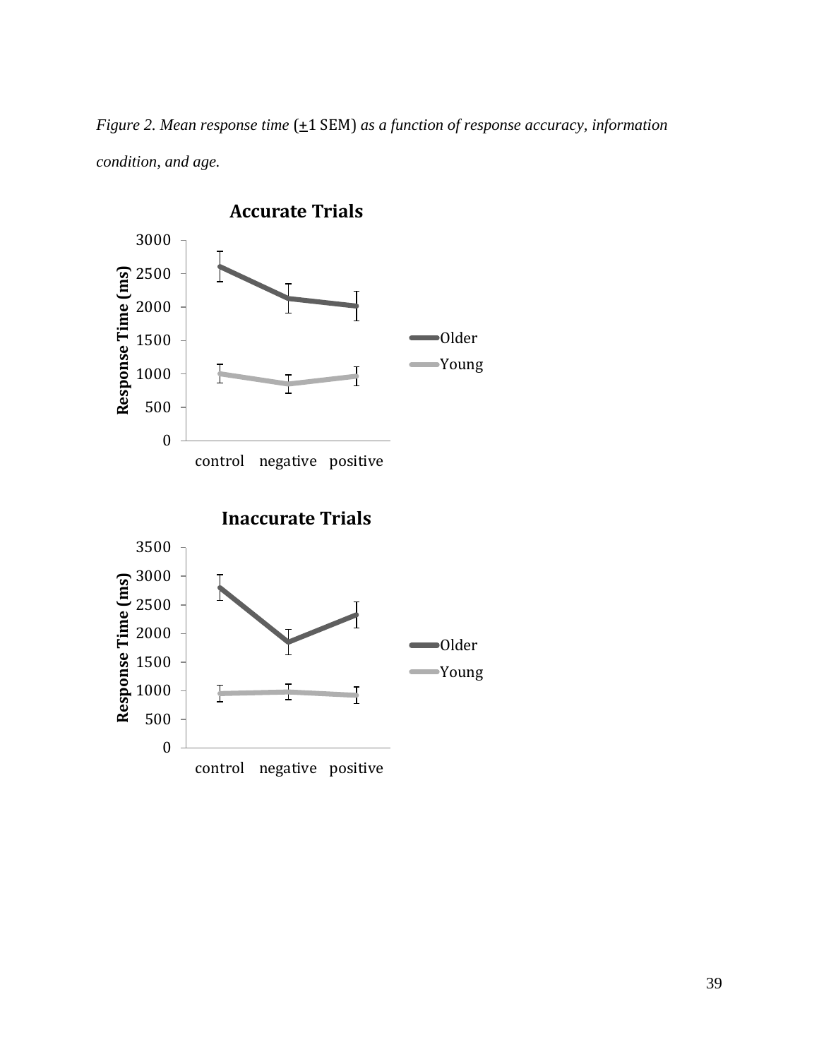*Figure 2. Mean response time* (±1 SEM) *as a function of response accuracy, information condition, and age.*

**Accurate Trials**

Response Time (ms)

3000
2500
2000
1500
1000
500
0

control negative positive

Older
Young

**Inaccurate Trials**

Response Time (ms)

3500
3000
2500
2000
1500
1000
500
0

control negative positive

Older
Young